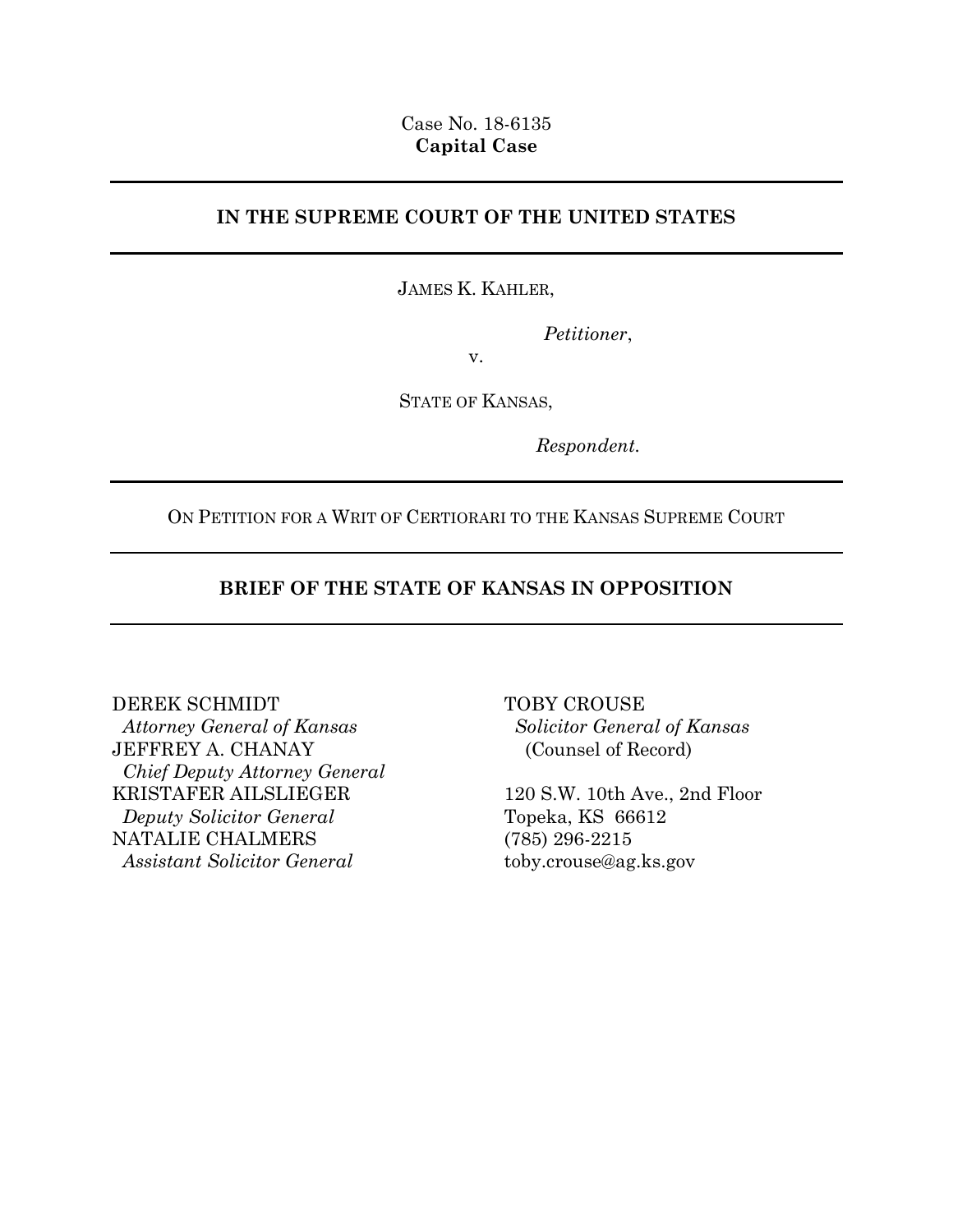Case No. 18-6135
**Capital Case**

---

**IN THE SUPREME COURT OF THE UNITED STATES**

---

JAMES K. KAHLER,

*Petitioner*,

v.

STATE OF KANSAS,

*Respondent*.

---

ON PETITION FOR A WRIT OF CERTIORARI TO THE KANSAS SUPREME COURT

---

**BRIEF OF THE STATE OF KANSAS IN OPPOSITION**

---

DEREK SCHMIDT
*Attorney General of Kansas*
JEFFREY A. CHANAY
*Chief Deputy Attorney General*
KRISTAFER AILSLIEGER
*Deputy Solicitor General*
NATALIE CHALMERS
*Assistant Solicitor General*

TOBY CROUSE
*Solicitor General of Kansas*
(Counsel of Record)

120 S.W. 10th Ave., 2nd Floor
Topeka, KS 66612
(785) 296-2215
toby.crouse@ag.ks.gov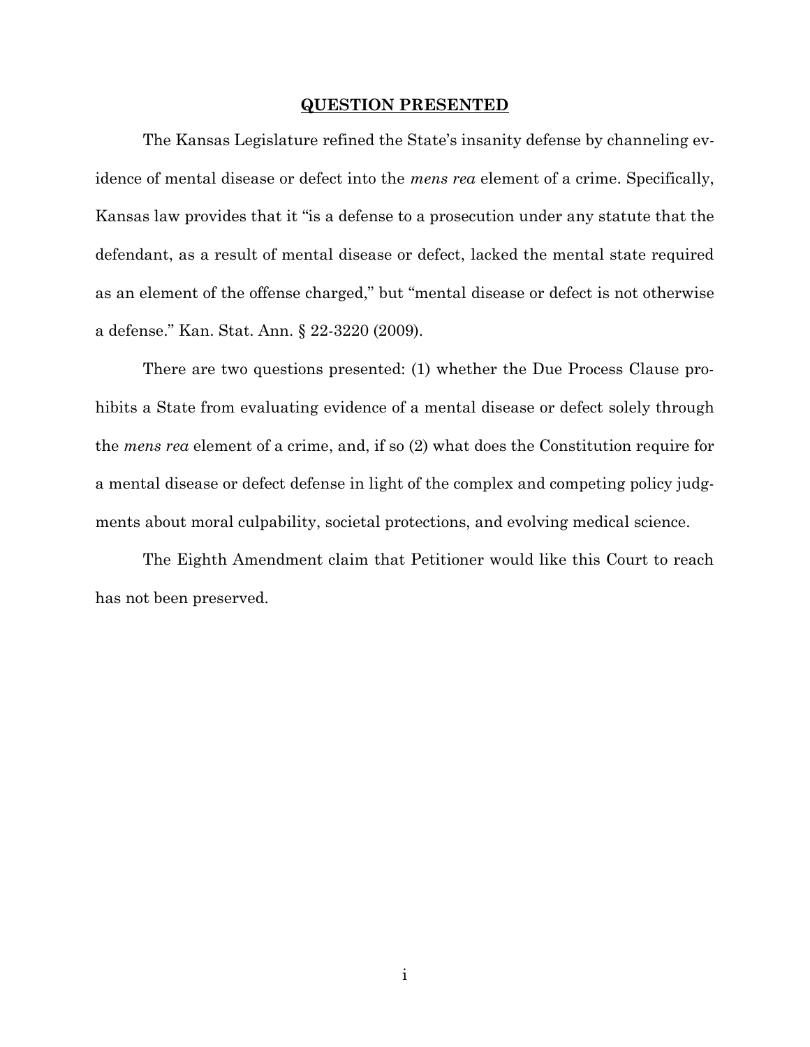## QUESTION PRESENTED

The Kansas Legislature refined the State's insanity defense by channeling evidence of mental disease or defect into the *mens rea* element of a crime. Specifically, Kansas law provides that it "is a defense to a prosecution under any statute that the defendant, as a result of mental disease or defect, lacked the mental state required as an element of the offense charged," but "mental disease or defect is not otherwise a defense." Kan. Stat. Ann. § 22-3220 (2009).

There are two questions presented: (1) whether the Due Process Clause prohibits a State from evaluating evidence of a mental disease or defect solely through the *mens rea* element of a crime, and, if so (2) what does the Constitution require for a mental disease or defect defense in light of the complex and competing policy judgments about moral culpability, societal protections, and evolving medical science.

The Eighth Amendment claim that Petitioner would like this Court to reach has not been preserved.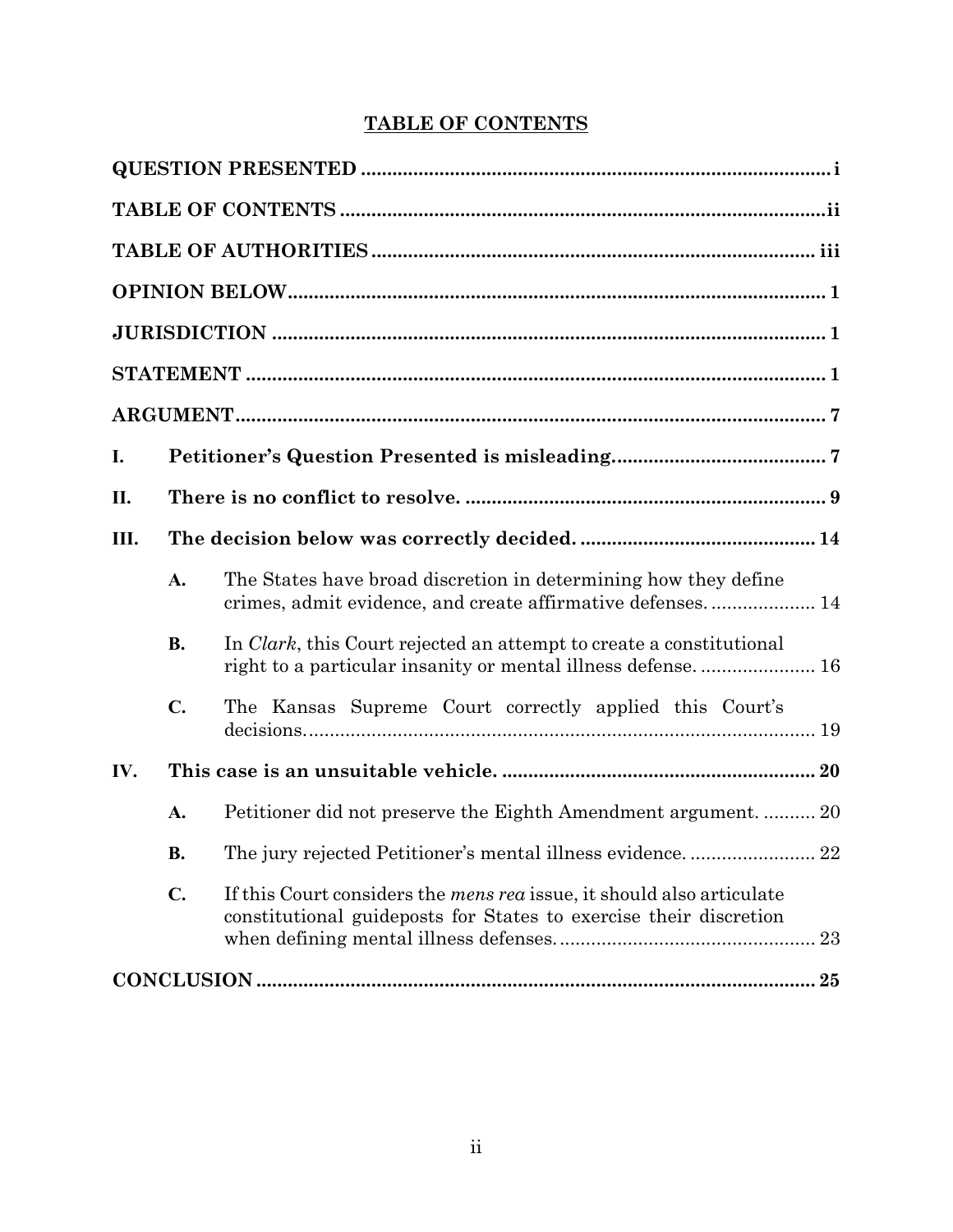# TABLE OF CONTENTS

**QUESTION PRESENTED** .......... i

**TABLE OF CONTENTS** .......... ii

**TABLE OF AUTHORITIES** .......... iii

**OPINION BELOW** .......... 1

**JURISDICTION** .......... 1

**STATEMENT** .......... 1

**ARGUMENT** .......... 7

**I. Petitioner's Question Presented is misleading.** .......... 7

**II. There is no conflict to resolve.** .......... 9

**III. The decision below was correctly decided.** .......... 14

- **A.** The States have broad discretion in determining how they define crimes, admit evidence, and create affirmative defenses. .......... 14
- **B.** In *Clark*, this Court rejected an attempt to create a constitutional right to a particular insanity or mental illness defense. .......... 16
- **C.** The Kansas Supreme Court correctly applied this Court's decisions. .......... 19

**IV. This case is an unsuitable vehicle.** .......... 20

- **A.** Petitioner did not preserve the Eighth Amendment argument. .......... 20
- **B.** The jury rejected Petitioner's mental illness evidence. .......... 22
- **C.** If this Court considers the *mens rea* issue, it should also articulate constitutional guideposts for States to exercise their discretion when defining mental illness defenses. .......... 23

**CONCLUSION** .......... 25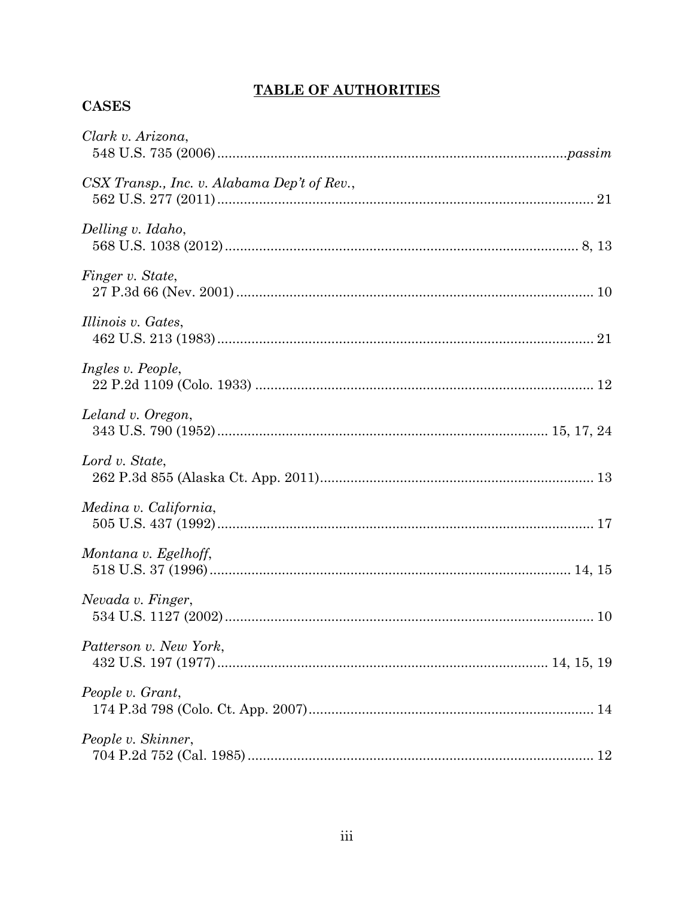## TABLE OF AUTHORITIES

### CASES

*Clark v. Arizona*,
548 U.S. 735 (2006) .......... *passim*

*CSX Transp., Inc. v. Alabama Dep't of Rev.*,
562 U.S. 277 (2011) .......... 21

*Delling v. Idaho*,
568 U.S. 1038 (2012) .......... 8, 13

*Finger v. State*,
27 P.3d 66 (Nev. 2001) .......... 10

*Illinois v. Gates*,
462 U.S. 213 (1983) .......... 21

*Ingles v. People*,
22 P.2d 1109 (Colo. 1933) .......... 12

*Leland v. Oregon*,
343 U.S. 790 (1952) .......... 15, 17, 24

*Lord v. State*,
262 P.3d 855 (Alaska Ct. App. 2011) .......... 13

*Medina v. California*,
505 U.S. 437 (1992) .......... 17

*Montana v. Egelhoff*,
518 U.S. 37 (1996) .......... 14, 15

*Nevada v. Finger*,
534 U.S. 1127 (2002) .......... 10

*Patterson v. New York*,
432 U.S. 197 (1977) .......... 14, 15, 19

*People v. Grant*,
174 P.3d 798 (Colo. Ct. App. 2007) .......... 14

*People v. Skinner*,
704 P.2d 752 (Cal. 1985) .......... 12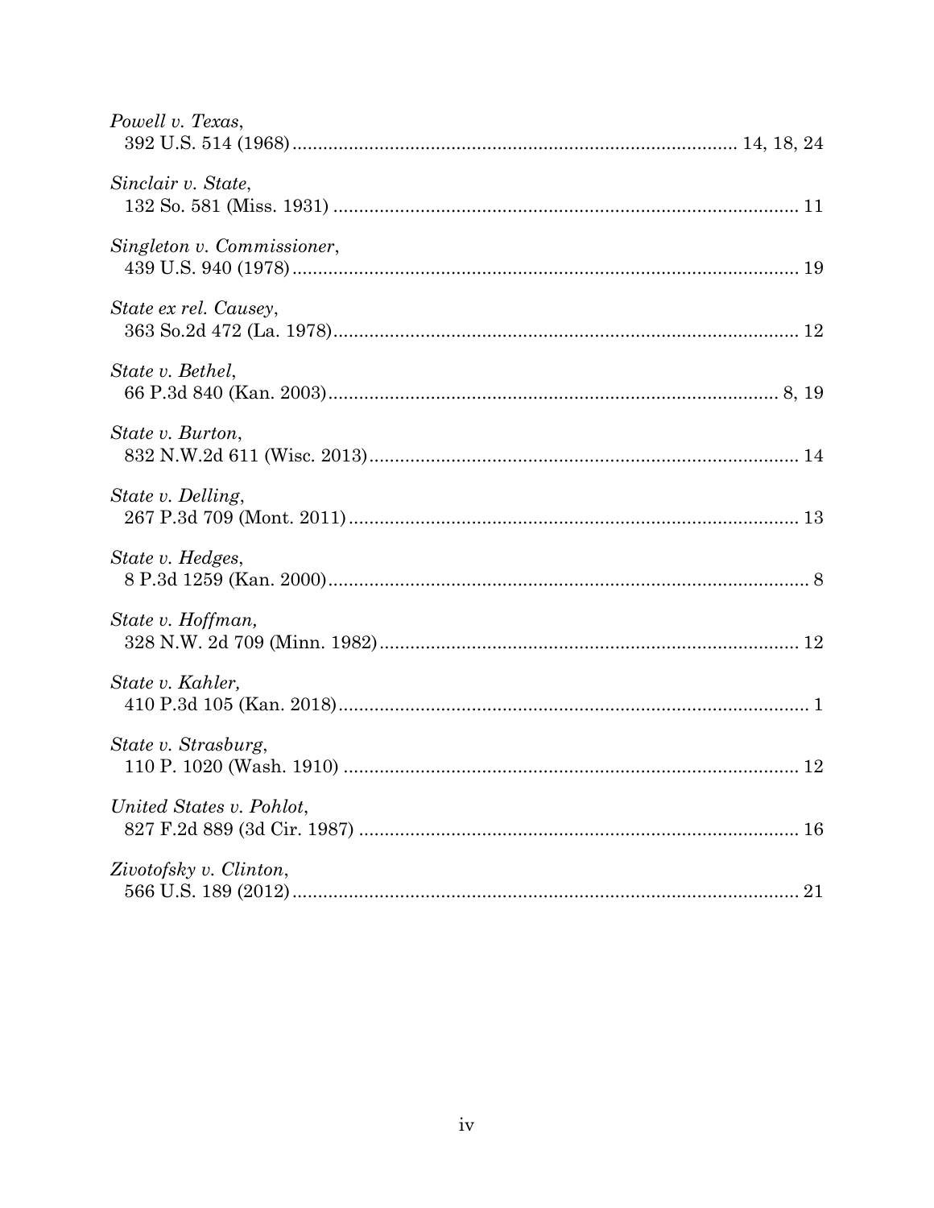*Powell v. Texas*,
392 U.S. 514 (1968) .................................................................................... 14, 18, 24

*Sinclair v. State*,
132 So. 581 (Miss. 1931) .......................................................................................... 11

*Singleton v. Commissioner*,
439 U.S. 940 (1978) .................................................................................................. 19

*State ex rel. Causey*,
363 So.2d 472 (La. 1978) .......................................................................................... 12

*State v. Bethel*,
66 P.3d 840 (Kan. 2003) ........................................................................................ 8, 19

*State v. Burton*,
832 N.W.2d 611 (Wisc. 2013) ................................................................................... 14

*State v. Delling*,
267 P.3d 709 (Mont. 2011) ....................................................................................... 13

*State v. Hedges*,
8 P.3d 1259 (Kan. 2000) .............................................................................................. 8

*State v. Hoffman,*
328 N.W. 2d 709 (Minn. 1982) ................................................................................. 12

*State v. Kahler,*
410 P.3d 105 (Kan. 2018) ............................................................................................ 1

*State v. Strasburg*,
110 P. 1020 (Wash. 1910) ......................................................................................... 12

*United States v. Pohlot*,
827 F.2d 889 (3d Cir. 1987) ...................................................................................... 16

*Zivotofsky v. Clinton*,
566 U.S. 189 (2012) .................................................................................................. 21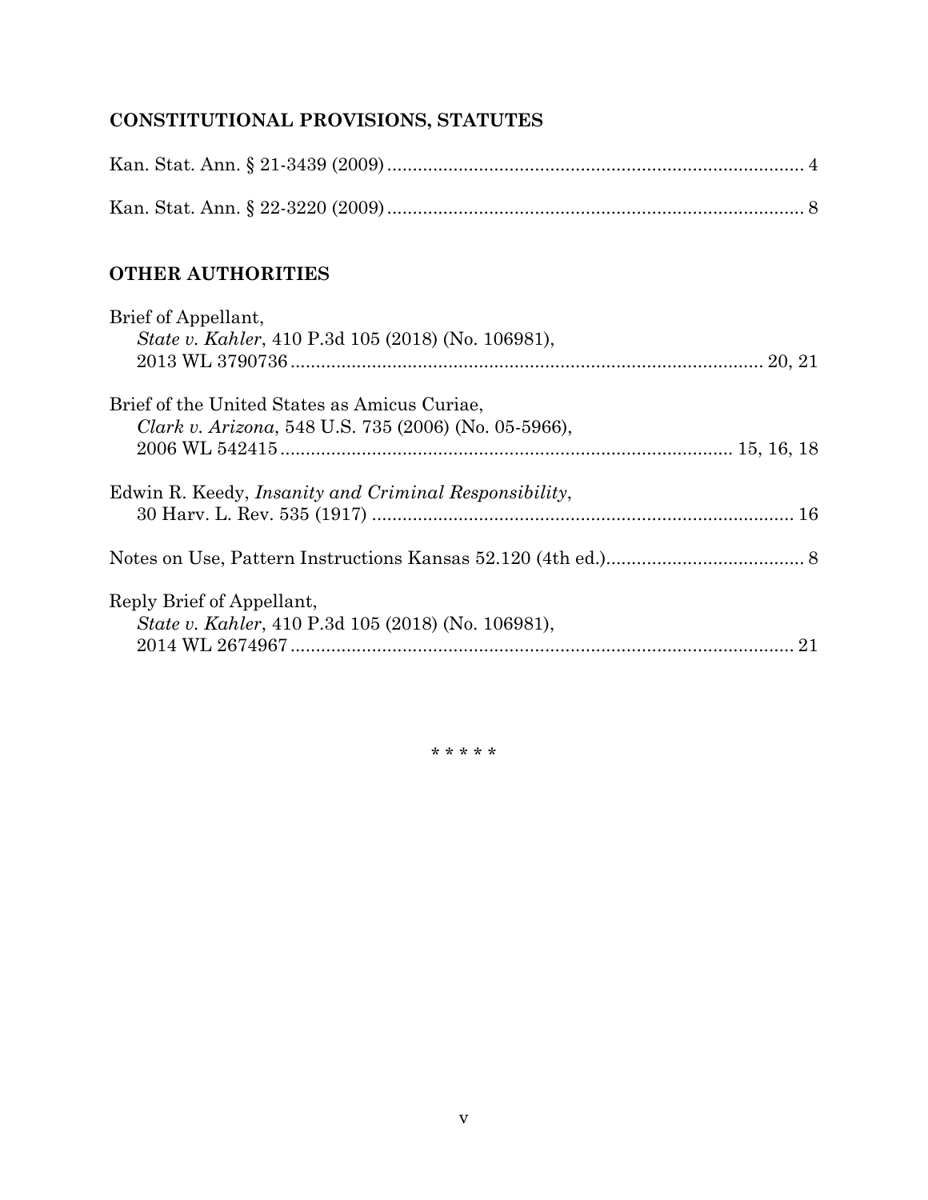## CONSTITUTIONAL PROVISIONS, STATUTES

Kan. Stat. Ann. § 21-3439 (2009) .................................................................................. 4

Kan. Stat. Ann. § 22-3220 (2009) .................................................................................. 8

## OTHER AUTHORITIES

Brief of Appellant,
*State v. Kahler*, 410 P.3d 105 (2018) (No. 106981),
2013 WL 3790736 ............................................................................................ 20, 21

Brief of the United States as Amicus Curiae,
*Clark v. Arizona*, 548 U.S. 735 (2006) (No. 05-5966),
2006 WL 542415 ...................................................................................... 15, 16, 18

Edwin R. Keedy, *Insanity and Criminal Responsibility*,
30 Harv. L. Rev. 535 (1917) .................................................................................. 16

Notes on Use, Pattern Instructions Kansas 52.120 (4th ed.) ....................................... 8

Reply Brief of Appellant,
*State v. Kahler*, 410 P.3d 105 (2018) (No. 106981),
2014 WL 2674967 ................................................................................................... 21

\* \* \* \* \*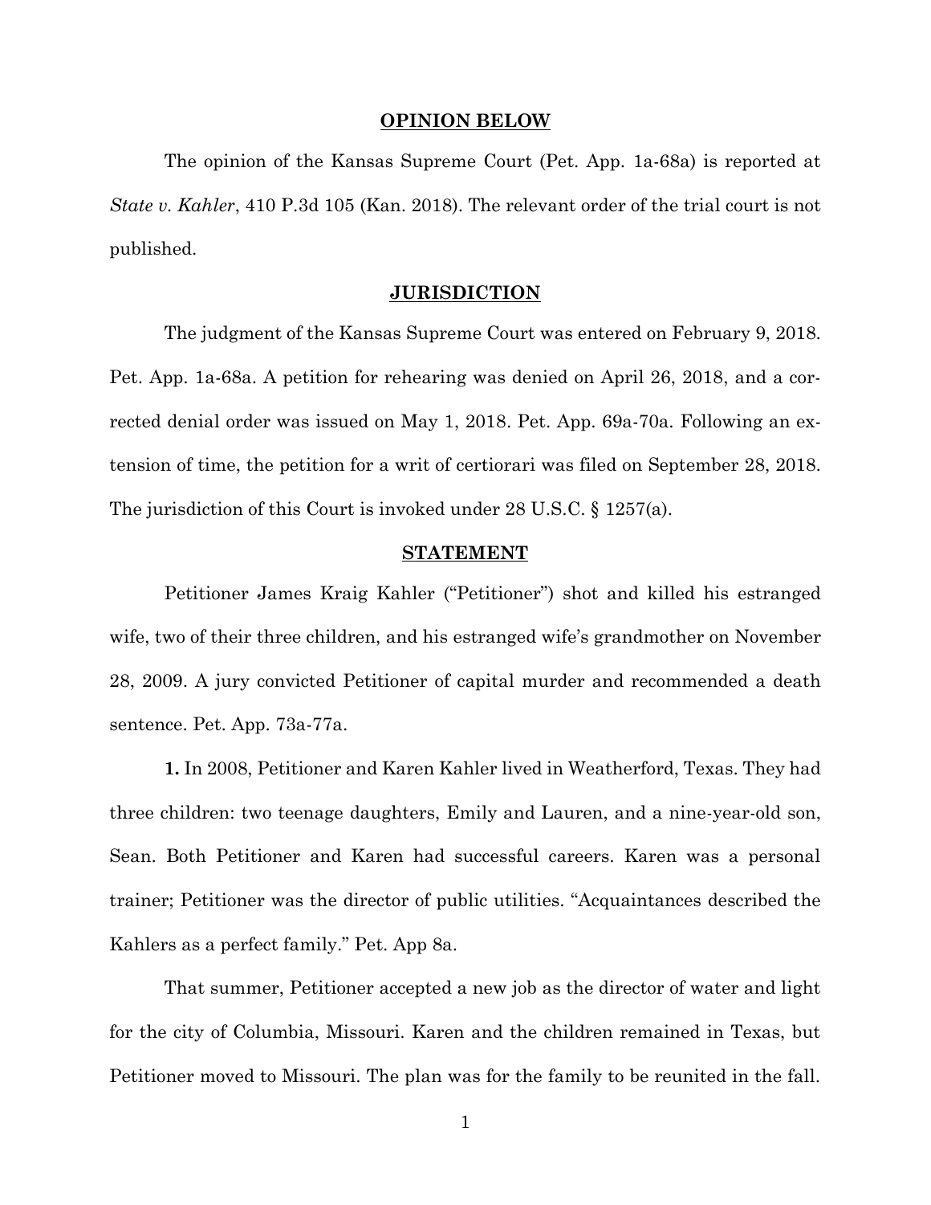## OPINION BELOW

The opinion of the Kansas Supreme Court (Pet. App. 1a-68a) is reported at *State v. Kahler*, 410 P.3d 105 (Kan. 2018). The relevant order of the trial court is not published.

## JURISDICTION

The judgment of the Kansas Supreme Court was entered on February 9, 2018. Pet. App. 1a-68a. A petition for rehearing was denied on April 26, 2018, and a corrected denial order was issued on May 1, 2018. Pet. App. 69a-70a. Following an extension of time, the petition for a writ of certiorari was filed on September 28, 2018. The jurisdiction of this Court is invoked under 28 U.S.C. § 1257(a).

## STATEMENT

Petitioner James Kraig Kahler ("Petitioner") shot and killed his estranged wife, two of their three children, and his estranged wife's grandmother on November 28, 2009. A jury convicted Petitioner of capital murder and recommended a death sentence. Pet. App. 73a-77a.

**1.** In 2008, Petitioner and Karen Kahler lived in Weatherford, Texas. They had three children: two teenage daughters, Emily and Lauren, and a nine-year-old son, Sean. Both Petitioner and Karen had successful careers. Karen was a personal trainer; Petitioner was the director of public utilities. "Acquaintances described the Kahlers as a perfect family." Pet. App 8a.

That summer, Petitioner accepted a new job as the director of water and light for the city of Columbia, Missouri. Karen and the children remained in Texas, but Petitioner moved to Missouri. The plan was for the family to be reunited in the fall.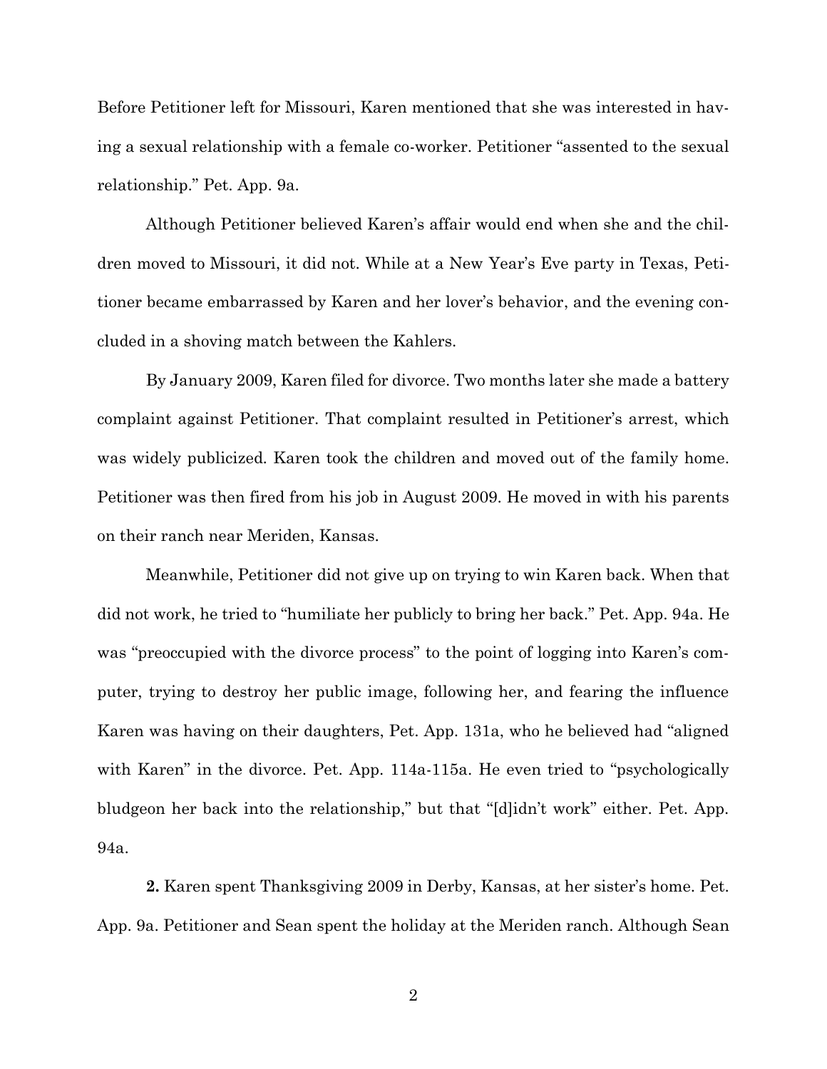Before Petitioner left for Missouri, Karen mentioned that she was interested in having a sexual relationship with a female co-worker. Petitioner "assented to the sexual relationship." Pet. App. 9a.

Although Petitioner believed Karen's affair would end when she and the children moved to Missouri, it did not. While at a New Year's Eve party in Texas, Petitioner became embarrassed by Karen and her lover's behavior, and the evening concluded in a shoving match between the Kahlers.

By January 2009, Karen filed for divorce. Two months later she made a battery complaint against Petitioner. That complaint resulted in Petitioner's arrest, which was widely publicized. Karen took the children and moved out of the family home. Petitioner was then fired from his job in August 2009. He moved in with his parents on their ranch near Meriden, Kansas.

Meanwhile, Petitioner did not give up on trying to win Karen back. When that did not work, he tried to "humiliate her publicly to bring her back." Pet. App. 94a. He was "preoccupied with the divorce process" to the point of logging into Karen's computer, trying to destroy her public image, following her, and fearing the influence Karen was having on their daughters, Pet. App. 131a, who he believed had "aligned with Karen" in the divorce. Pet. App. 114a-115a. He even tried to "psychologically bludgeon her back into the relationship," but that "[d]idn't work" either. Pet. App. 94a.

**2.** Karen spent Thanksgiving 2009 in Derby, Kansas, at her sister's home. Pet. App. 9a. Petitioner and Sean spent the holiday at the Meriden ranch. Although Sean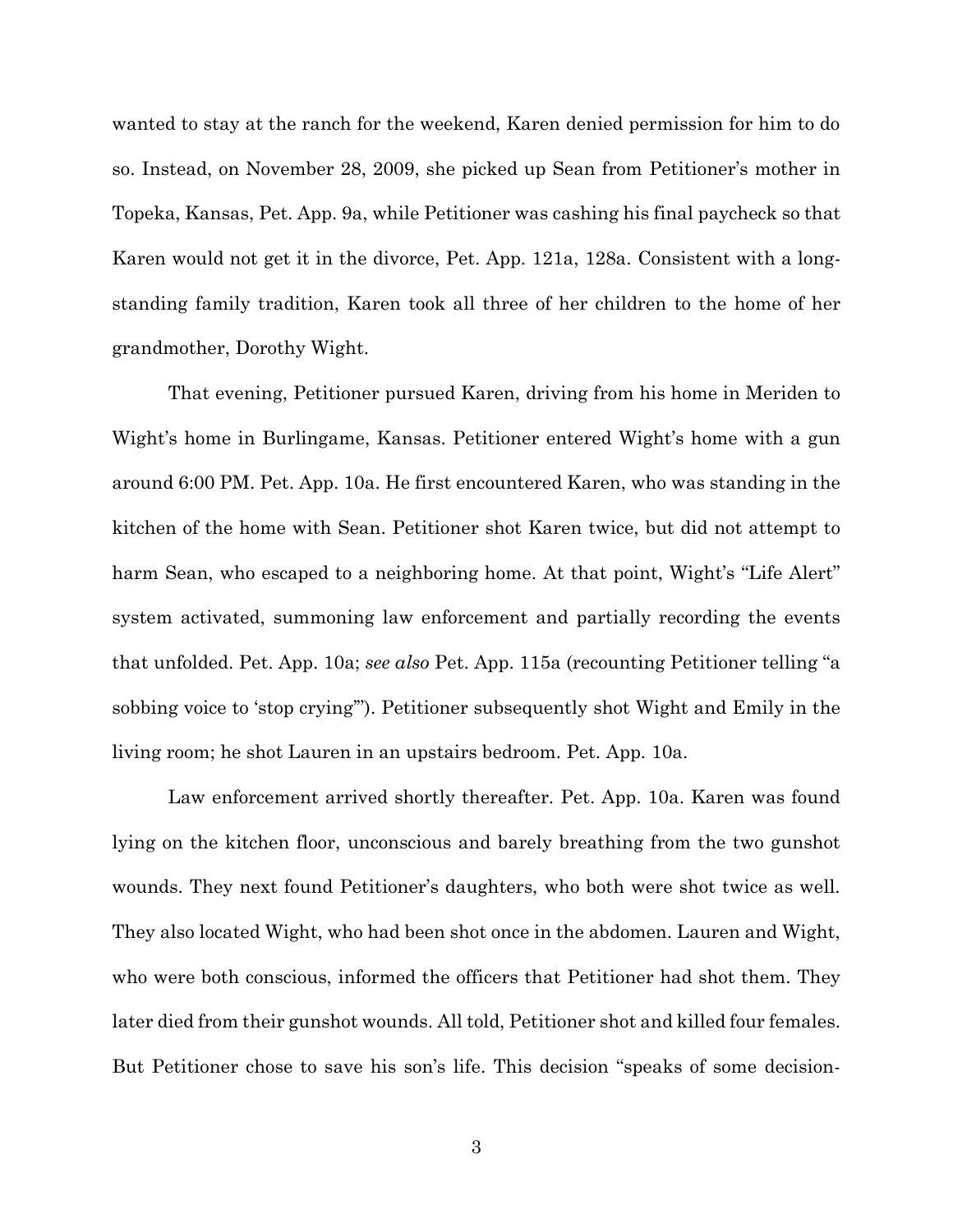wanted to stay at the ranch for the weekend, Karen denied permission for him to do so. Instead, on November 28, 2009, she picked up Sean from Petitioner's mother in Topeka, Kansas, Pet. App. 9a, while Petitioner was cashing his final paycheck so that Karen would not get it in the divorce, Pet. App. 121a, 128a. Consistent with a long-standing family tradition, Karen took all three of her children to the home of her grandmother, Dorothy Wight.

That evening, Petitioner pursued Karen, driving from his home in Meriden to Wight's home in Burlingame, Kansas. Petitioner entered Wight's home with a gun around 6:00 PM. Pet. App. 10a. He first encountered Karen, who was standing in the kitchen of the home with Sean. Petitioner shot Karen twice, but did not attempt to harm Sean, who escaped to a neighboring home. At that point, Wight's "Life Alert" system activated, summoning law enforcement and partially recording the events that unfolded. Pet. App. 10a; *see also* Pet. App. 115a (recounting Petitioner telling "a sobbing voice to 'stop crying'"). Petitioner subsequently shot Wight and Emily in the living room; he shot Lauren in an upstairs bedroom. Pet. App. 10a.

Law enforcement arrived shortly thereafter. Pet. App. 10a. Karen was found lying on the kitchen floor, unconscious and barely breathing from the two gunshot wounds. They next found Petitioner's daughters, who both were shot twice as well. They also located Wight, who had been shot once in the abdomen. Lauren and Wight, who were both conscious, informed the officers that Petitioner had shot them. They later died from their gunshot wounds. All told, Petitioner shot and killed four females. But Petitioner chose to save his son's life. This decision "speaks of some decision-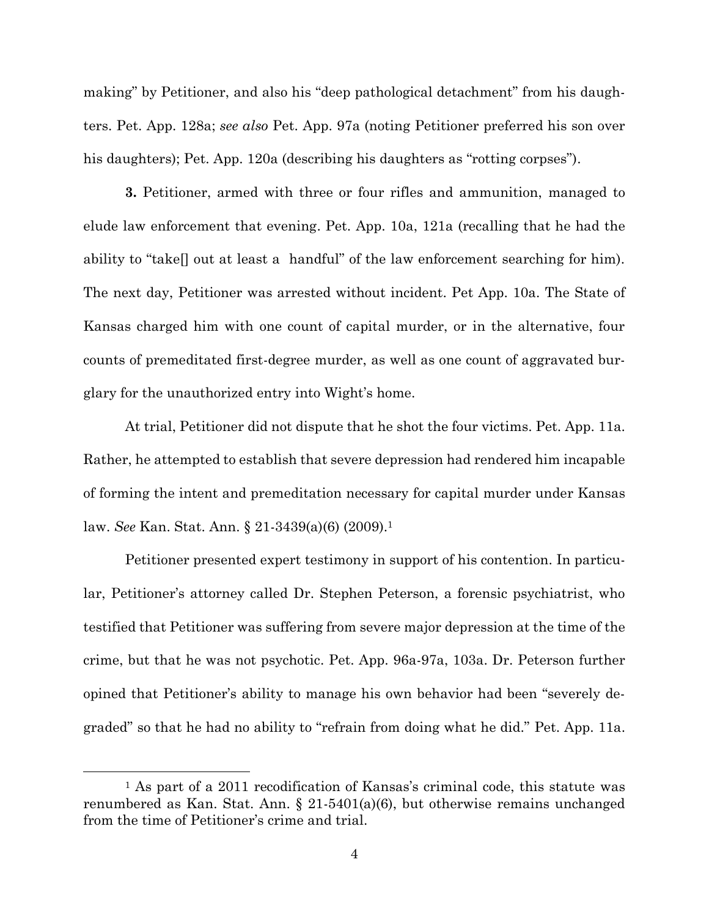making" by Petitioner, and also his "deep pathological detachment" from his daughters. Pet. App. 128a; *see also* Pet. App. 97a (noting Petitioner preferred his son over his daughters); Pet. App. 120a (describing his daughters as "rotting corpses").

**3.** Petitioner, armed with three or four rifles and ammunition, managed to elude law enforcement that evening. Pet. App. 10a, 121a (recalling that he had the ability to "take[] out at least a handful" of the law enforcement searching for him). The next day, Petitioner was arrested without incident. Pet App. 10a. The State of Kansas charged him with one count of capital murder, or in the alternative, four counts of premeditated first-degree murder, as well as one count of aggravated burglary for the unauthorized entry into Wight's home.

At trial, Petitioner did not dispute that he shot the four victims. Pet. App. 11a. Rather, he attempted to establish that severe depression had rendered him incapable of forming the intent and premeditation necessary for capital murder under Kansas law. *See* Kan. Stat. Ann. § 21-3439(a)(6) (2009).[1]

Petitioner presented expert testimony in support of his contention. In particular, Petitioner's attorney called Dr. Stephen Peterson, a forensic psychiatrist, who testified that Petitioner was suffering from severe major depression at the time of the crime, but that he was not psychotic. Pet. App. 96a-97a, 103a. Dr. Peterson further opined that Petitioner's ability to manage his own behavior had been "severely degraded" so that he had no ability to "refrain from doing what he did." Pet. App. 11a.

[1] As part of a 2011 recodification of Kansas's criminal code, this statute was renumbered as Kan. Stat. Ann. § 21-5401(a)(6), but otherwise remains unchanged from the time of Petitioner's crime and trial.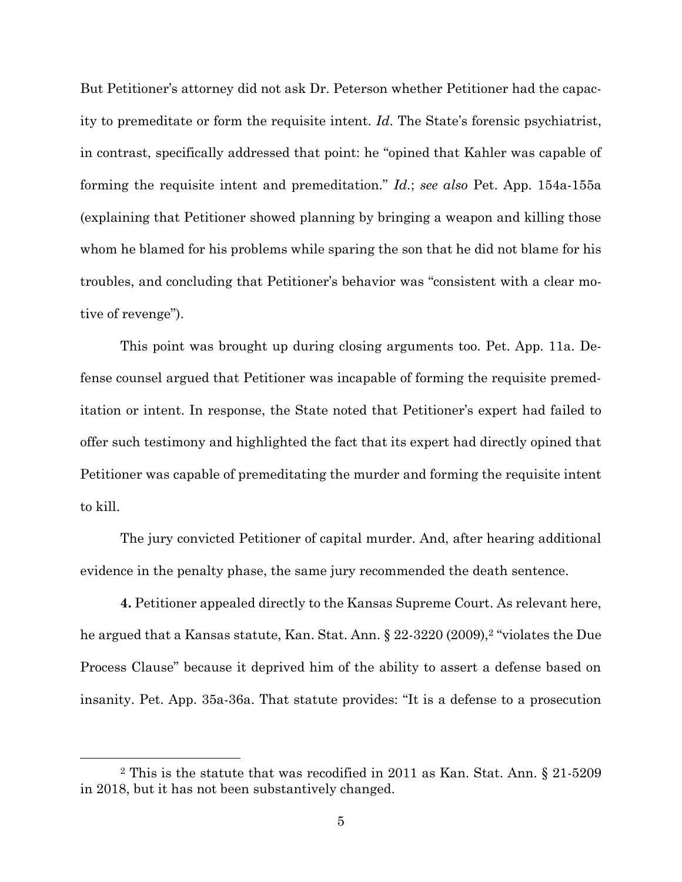But Petitioner's attorney did not ask Dr. Peterson whether Petitioner had the capacity to premeditate or form the requisite intent. *Id*. The State's forensic psychiatrist, in contrast, specifically addressed that point: he "opined that Kahler was capable of forming the requisite intent and premeditation." *Id*.; *see also* Pet. App. 154a-155a (explaining that Petitioner showed planning by bringing a weapon and killing those whom he blamed for his problems while sparing the son that he did not blame for his troubles, and concluding that Petitioner's behavior was "consistent with a clear motive of revenge").

This point was brought up during closing arguments too. Pet. App. 11a. Defense counsel argued that Petitioner was incapable of forming the requisite premeditation or intent. In response, the State noted that Petitioner's expert had failed to offer such testimony and highlighted the fact that its expert had directly opined that Petitioner was capable of premeditating the murder and forming the requisite intent to kill.

The jury convicted Petitioner of capital murder. And, after hearing additional evidence in the penalty phase, the same jury recommended the death sentence.

**4.** Petitioner appealed directly to the Kansas Supreme Court. As relevant here, he argued that a Kansas statute, Kan. Stat. Ann. § 22-3220 (2009),[2] "violates the Due Process Clause" because it deprived him of the ability to assert a defense based on insanity. Pet. App. 35a-36a. That statute provides: "It is a defense to a prosecution

---

[2] This is the statute that was recodified in 2011 as Kan. Stat. Ann. § 21-5209 in 2018, but it has not been substantively changed.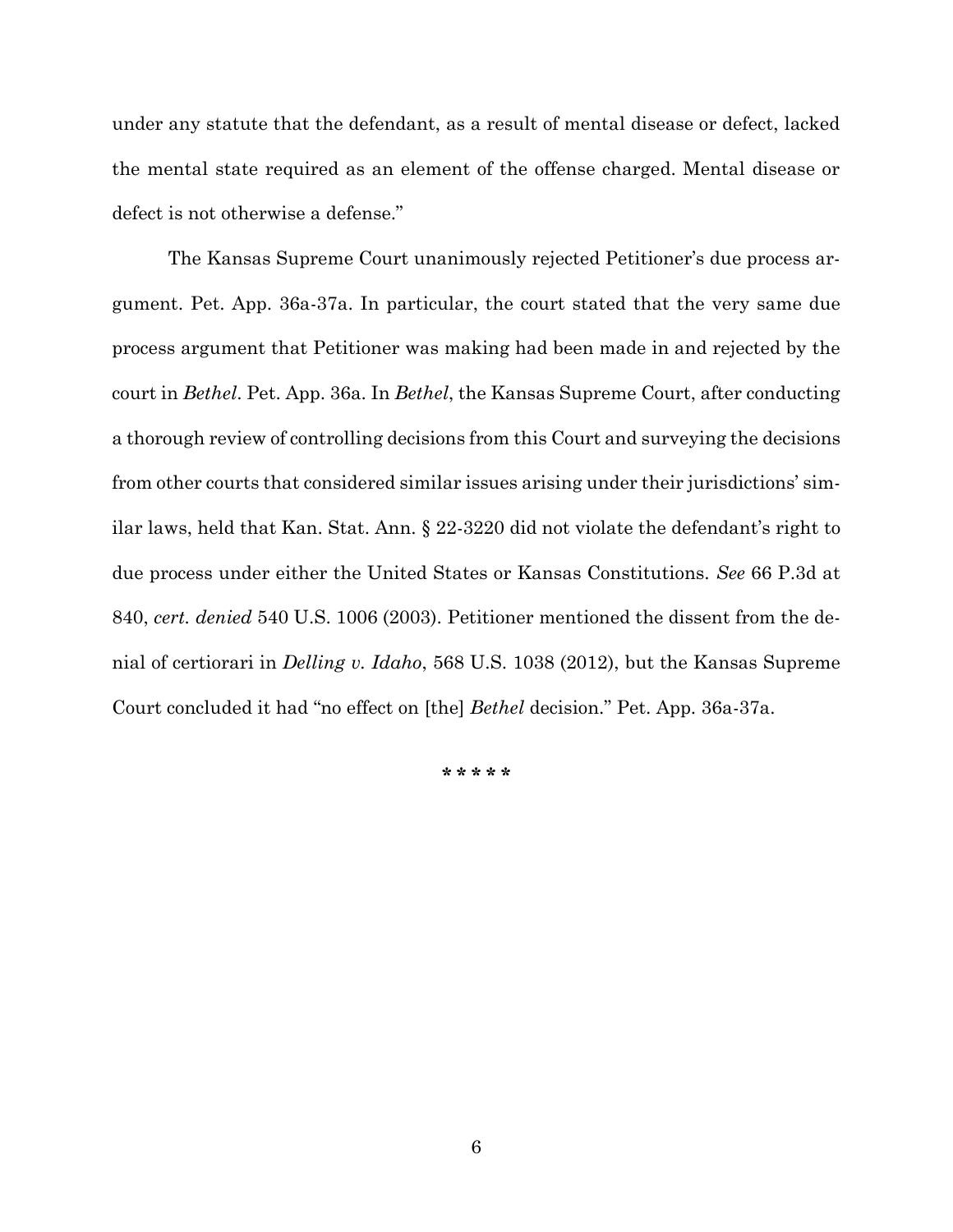under any statute that the defendant, as a result of mental disease or defect, lacked the mental state required as an element of the offense charged. Mental disease or defect is not otherwise a defense."

The Kansas Supreme Court unanimously rejected Petitioner's due process argument. Pet. App. 36a-37a. In particular, the court stated that the very same due process argument that Petitioner was making had been made in and rejected by the court in *Bethel*. Pet. App. 36a. In *Bethel*, the Kansas Supreme Court, after conducting a thorough review of controlling decisions from this Court and surveying the decisions from other courts that considered similar issues arising under their jurisdictions' similar laws, held that Kan. Stat. Ann. § 22-3220 did not violate the defendant's right to due process under either the United States or Kansas Constitutions. *See* 66 P.3d at 840, *cert. denied* 540 U.S. 1006 (2003). Petitioner mentioned the dissent from the denial of certiorari in *Delling v. Idaho*, 568 U.S. 1038 (2012), but the Kansas Supreme Court concluded it had "no effect on [the] *Bethel* decision." Pet. App. 36a-37a.

\* \* \* \* \*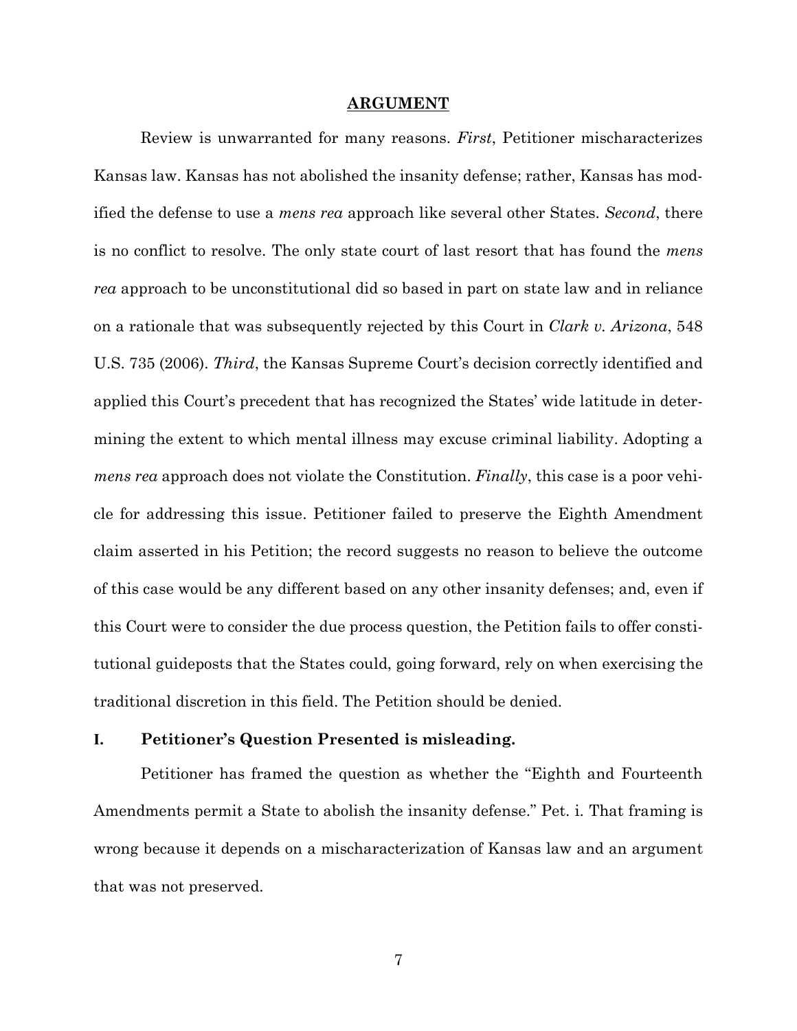## ARGUMENT

Review is unwarranted for many reasons. *First*, Petitioner mischaracterizes Kansas law. Kansas has not abolished the insanity defense; rather, Kansas has modified the defense to use a *mens rea* approach like several other States. *Second*, there is no conflict to resolve. The only state court of last resort that has found the *mens rea* approach to be unconstitutional did so based in part on state law and in reliance on a rationale that was subsequently rejected by this Court in *Clark v. Arizona*, 548 U.S. 735 (2006). *Third*, the Kansas Supreme Court's decision correctly identified and applied this Court's precedent that has recognized the States' wide latitude in determining the extent to which mental illness may excuse criminal liability. Adopting a *mens rea* approach does not violate the Constitution. *Finally*, this case is a poor vehicle for addressing this issue. Petitioner failed to preserve the Eighth Amendment claim asserted in his Petition; the record suggests no reason to believe the outcome of this case would be any different based on any other insanity defenses; and, even if this Court were to consider the due process question, the Petition fails to offer constitutional guideposts that the States could, going forward, rely on when exercising the traditional discretion in this field. The Petition should be denied.

### I. Petitioner's Question Presented is misleading.

Petitioner has framed the question as whether the "Eighth and Fourteenth Amendments permit a State to abolish the insanity defense." Pet. i. That framing is wrong because it depends on a mischaracterization of Kansas law and an argument that was not preserved.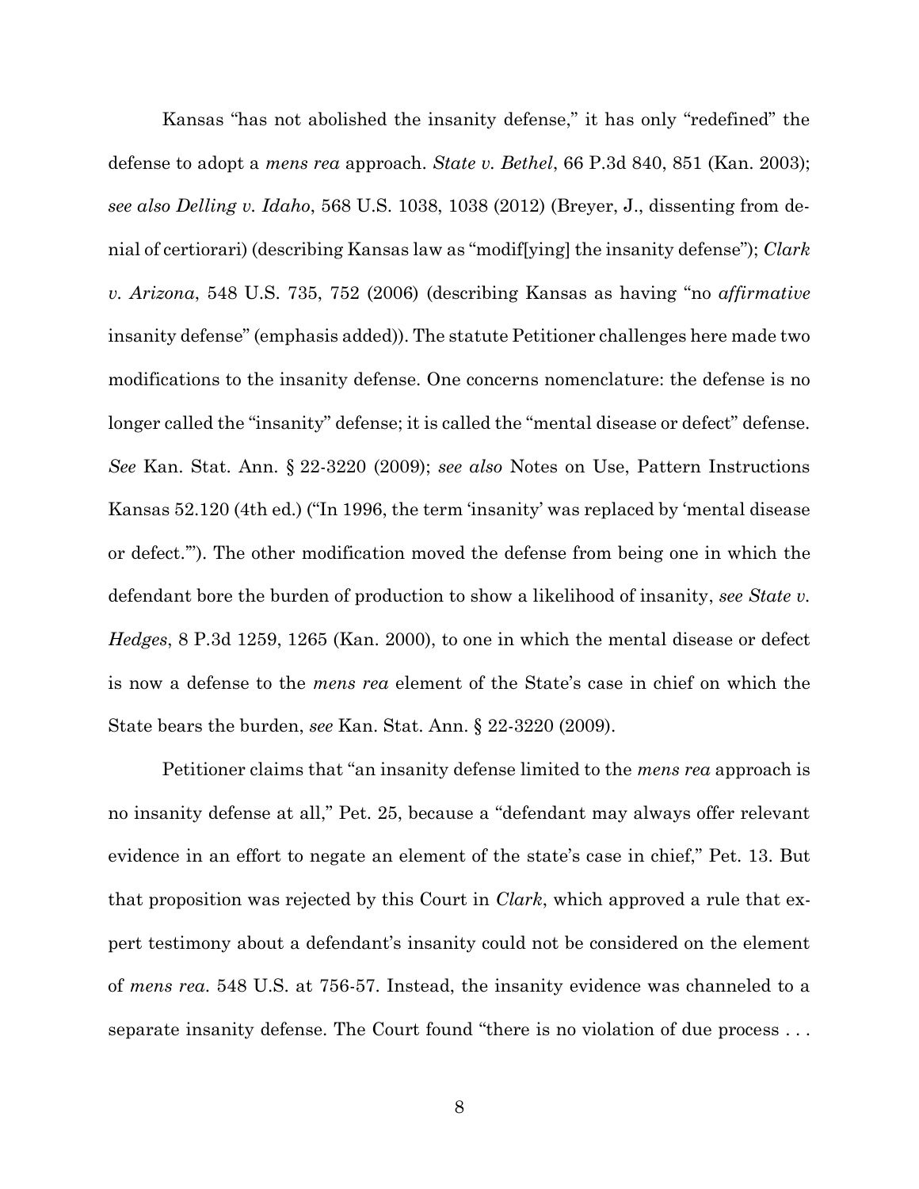Kansas "has not abolished the insanity defense," it has only "redefined" the defense to adopt a *mens rea* approach. *State v. Bethel*, 66 P.3d 840, 851 (Kan. 2003); *see also Delling v. Idaho*, 568 U.S. 1038, 1038 (2012) (Breyer, J., dissenting from denial of certiorari) (describing Kansas law as "modif[ying] the insanity defense"); *Clark v. Arizona*, 548 U.S. 735, 752 (2006) (describing Kansas as having "no *affirmative* insanity defense" (emphasis added)). The statute Petitioner challenges here made two modifications to the insanity defense. One concerns nomenclature: the defense is no longer called the "insanity" defense; it is called the "mental disease or defect" defense. *See* Kan. Stat. Ann. § 22-3220 (2009); *see also* Notes on Use, Pattern Instructions Kansas 52.120 (4th ed.) ("In 1996, the term 'insanity' was replaced by 'mental disease or defect.'"). The other modification moved the defense from being one in which the defendant bore the burden of production to show a likelihood of insanity, *see State v. Hedges*, 8 P.3d 1259, 1265 (Kan. 2000), to one in which the mental disease or defect is now a defense to the *mens rea* element of the State's case in chief on which the State bears the burden, *see* Kan. Stat. Ann. § 22-3220 (2009).

Petitioner claims that "an insanity defense limited to the *mens rea* approach is no insanity defense at all," Pet. 25, because a "defendant may always offer relevant evidence in an effort to negate an element of the state's case in chief," Pet. 13. But that proposition was rejected by this Court in *Clark*, which approved a rule that expert testimony about a defendant's insanity could not be considered on the element of *mens rea*. 548 U.S. at 756-57. Instead, the insanity evidence was channeled to a separate insanity defense. The Court found "there is no violation of due process . . .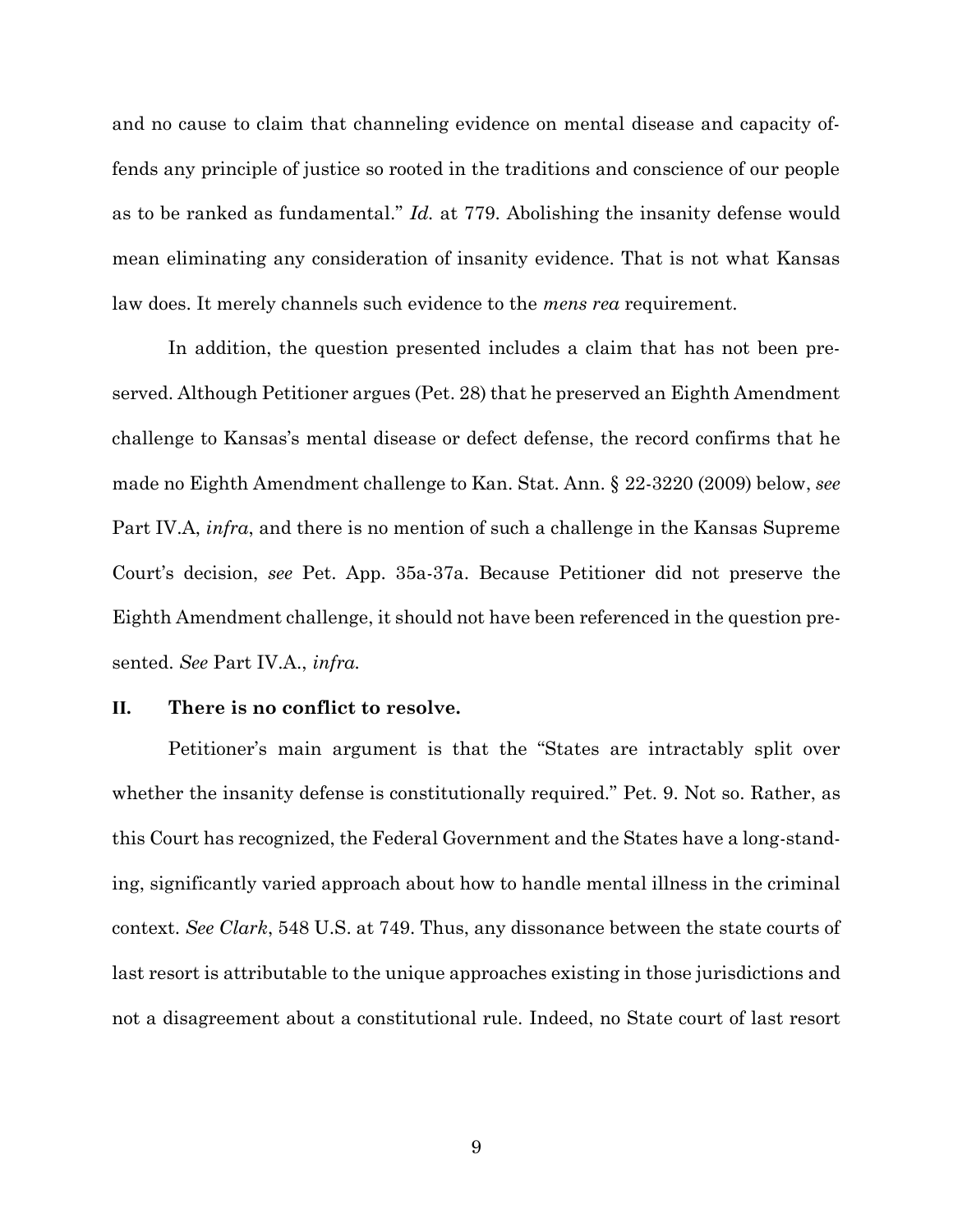and no cause to claim that channeling evidence on mental disease and capacity offends any principle of justice so rooted in the traditions and conscience of our people as to be ranked as fundamental." *Id.* at 779. Abolishing the insanity defense would mean eliminating any consideration of insanity evidence. That is not what Kansas law does. It merely channels such evidence to the *mens rea* requirement.

In addition, the question presented includes a claim that has not been preserved. Although Petitioner argues (Pet. 28) that he preserved an Eighth Amendment challenge to Kansas's mental disease or defect defense, the record confirms that he made no Eighth Amendment challenge to Kan. Stat. Ann. § 22-3220 (2009) below, *see* Part IV.A, *infra*, and there is no mention of such a challenge in the Kansas Supreme Court's decision, *see* Pet. App. 35a-37a. Because Petitioner did not preserve the Eighth Amendment challenge, it should not have been referenced in the question presented. *See* Part IV.A., *infra.*

## II. There is no conflict to resolve.

Petitioner's main argument is that the "States are intractably split over whether the insanity defense is constitutionally required." Pet. 9. Not so. Rather, as this Court has recognized, the Federal Government and the States have a long-standing, significantly varied approach about how to handle mental illness in the criminal context. *See Clark*, 548 U.S. at 749. Thus, any dissonance between the state courts of last resort is attributable to the unique approaches existing in those jurisdictions and not a disagreement about a constitutional rule. Indeed, no State court of last resort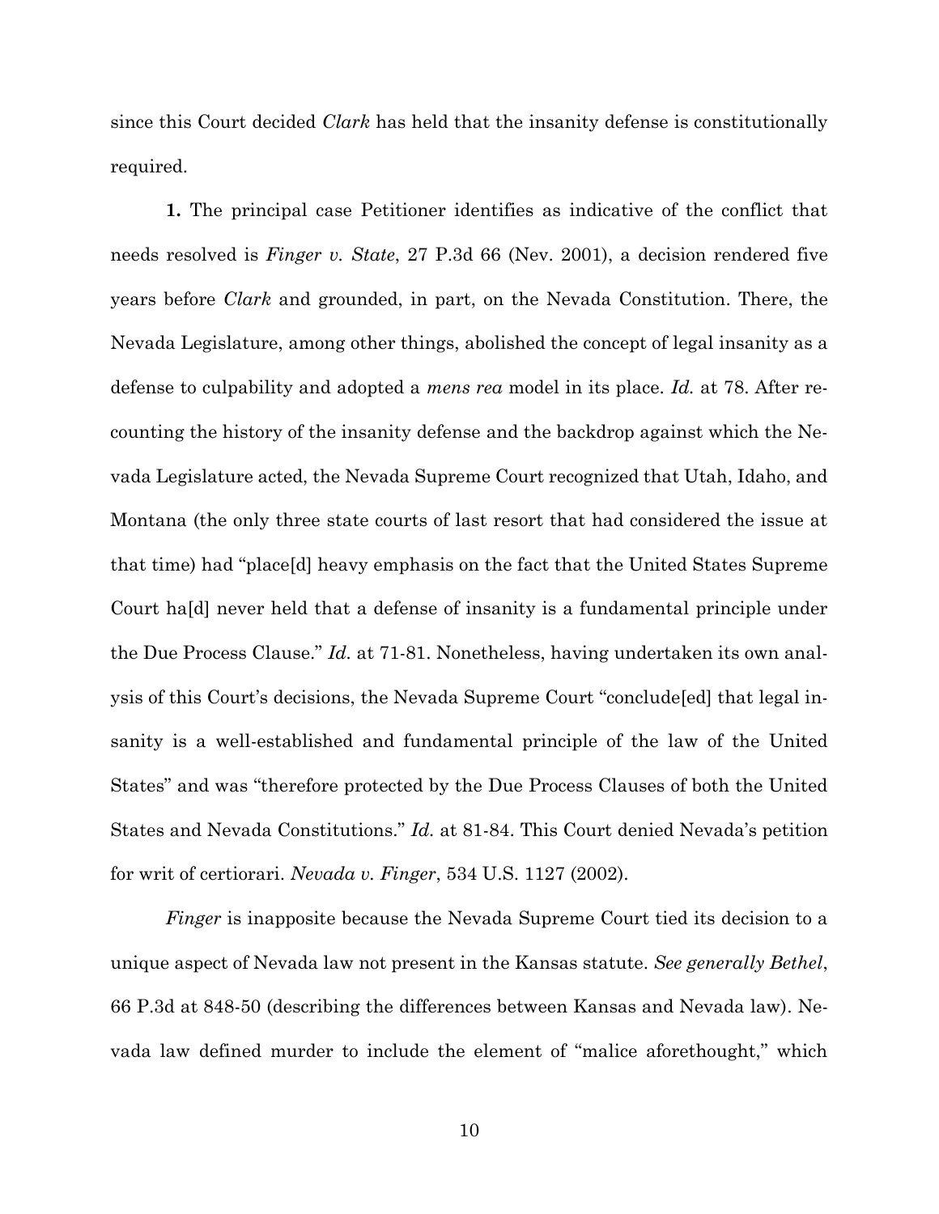since this Court decided *Clark* has held that the insanity defense is constitutionally required.

**1.** The principal case Petitioner identifies as indicative of the conflict that needs resolved is *Finger v. State*, 27 P.3d 66 (Nev. 2001), a decision rendered five years before *Clark* and grounded, in part, on the Nevada Constitution. There, the Nevada Legislature, among other things, abolished the concept of legal insanity as a defense to culpability and adopted a *mens rea* model in its place. *Id.* at 78. After recounting the history of the insanity defense and the backdrop against which the Nevada Legislature acted, the Nevada Supreme Court recognized that Utah, Idaho, and Montana (the only three state courts of last resort that had considered the issue at that time) had "place[d] heavy emphasis on the fact that the United States Supreme Court ha[d] never held that a defense of insanity is a fundamental principle under the Due Process Clause." *Id.* at 71-81. Nonetheless, having undertaken its own analysis of this Court's decisions, the Nevada Supreme Court "conclude[ed] that legal insanity is a well-established and fundamental principle of the law of the United States" and was "therefore protected by the Due Process Clauses of both the United States and Nevada Constitutions." *Id.* at 81-84. This Court denied Nevada's petition for writ of certiorari. *Nevada v. Finger*, 534 U.S. 1127 (2002).

*Finger* is inapposite because the Nevada Supreme Court tied its decision to a unique aspect of Nevada law not present in the Kansas statute. *See generally Bethel*, 66 P.3d at 848-50 (describing the differences between Kansas and Nevada law). Nevada law defined murder to include the element of "malice aforethought," which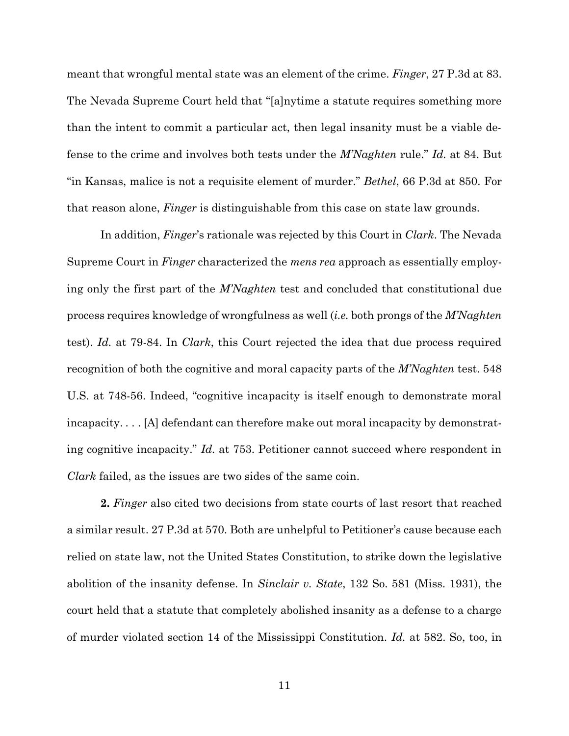meant that wrongful mental state was an element of the crime. *Finger*, 27 P.3d at 83. The Nevada Supreme Court held that "[a]nytime a statute requires something more than the intent to commit a particular act, then legal insanity must be a viable defense to the crime and involves both tests under the *M'Naghten* rule." *Id.* at 84. But "in Kansas, malice is not a requisite element of murder." *Bethel*, 66 P.3d at 850. For that reason alone, *Finger* is distinguishable from this case on state law grounds.

In addition, *Finger*'s rationale was rejected by this Court in *Clark*. The Nevada Supreme Court in *Finger* characterized the *mens rea* approach as essentially employing only the first part of the *M'Naghten* test and concluded that constitutional due process requires knowledge of wrongfulness as well (*i.e.* both prongs of the *M'Naghten* test). *Id.* at 79-84. In *Clark*, this Court rejected the idea that due process required recognition of both the cognitive and moral capacity parts of the *M'Naghten* test. 548 U.S. at 748-56. Indeed, "cognitive incapacity is itself enough to demonstrate moral incapacity. . . . [A] defendant can therefore make out moral incapacity by demonstrating cognitive incapacity." *Id.* at 753. Petitioner cannot succeed where respondent in *Clark* failed, as the issues are two sides of the same coin.

**2.** *Finger* also cited two decisions from state courts of last resort that reached a similar result. 27 P.3d at 570. Both are unhelpful to Petitioner's cause because each relied on state law, not the United States Constitution, to strike down the legislative abolition of the insanity defense. In *Sinclair v. State*, 132 So. 581 (Miss. 1931), the court held that a statute that completely abolished insanity as a defense to a charge of murder violated section 14 of the Mississippi Constitution. *Id.* at 582. So, too, in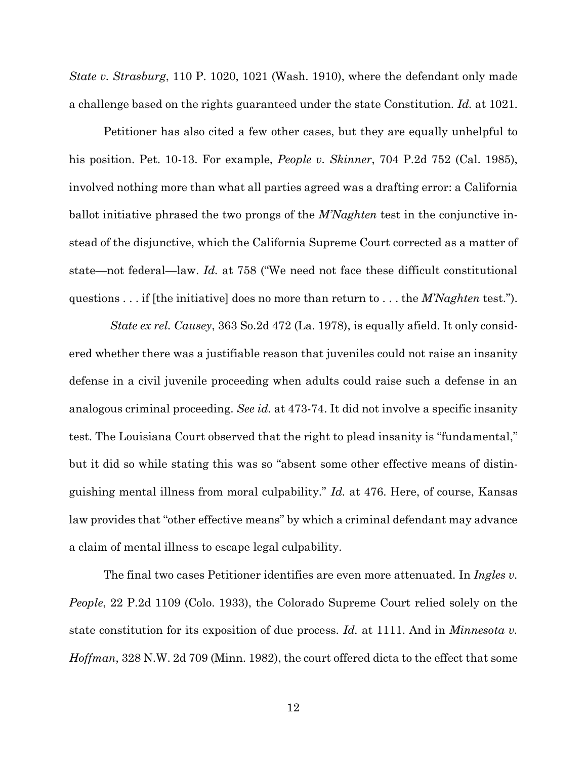*State v. Strasburg*, 110 P. 1020, 1021 (Wash. 1910), where the defendant only made a challenge based on the rights guaranteed under the state Constitution. *Id.* at 1021.

Petitioner has also cited a few other cases, but they are equally unhelpful to his position. Pet. 10-13. For example, *People v. Skinner*, 704 P.2d 752 (Cal. 1985), involved nothing more than what all parties agreed was a drafting error: a California ballot initiative phrased the two prongs of the *M'Naghten* test in the conjunctive instead of the disjunctive, which the California Supreme Court corrected as a matter of state—not federal—law. *Id.* at 758 ("We need not face these difficult constitutional questions . . . if [the initiative] does no more than return to . . . the *M'Naghten* test.").

*State ex rel. Causey*, 363 So.2d 472 (La. 1978), is equally afield. It only considered whether there was a justifiable reason that juveniles could not raise an insanity defense in a civil juvenile proceeding when adults could raise such a defense in an analogous criminal proceeding. *See id.* at 473-74. It did not involve a specific insanity test. The Louisiana Court observed that the right to plead insanity is "fundamental," but it did so while stating this was so "absent some other effective means of distinguishing mental illness from moral culpability." *Id.* at 476. Here, of course, Kansas law provides that "other effective means" by which a criminal defendant may advance a claim of mental illness to escape legal culpability.

The final two cases Petitioner identifies are even more attenuated. In *Ingles v. People*, 22 P.2d 1109 (Colo. 1933), the Colorado Supreme Court relied solely on the state constitution for its exposition of due process. *Id.* at 1111. And in *Minnesota v. Hoffman*, 328 N.W. 2d 709 (Minn. 1982), the court offered dicta to the effect that some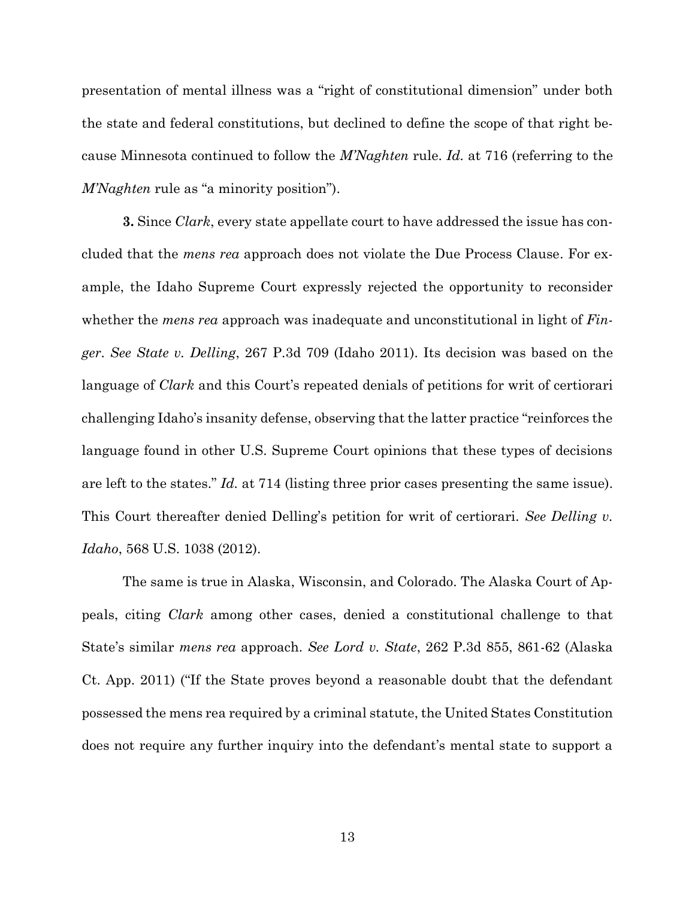presentation of mental illness was a "right of constitutional dimension" under both the state and federal constitutions, but declined to define the scope of that right because Minnesota continued to follow the *M'Naghten* rule. *Id.* at 716 (referring to the *M'Naghten* rule as "a minority position").

**3.** Since *Clark*, every state appellate court to have addressed the issue has concluded that the *mens rea* approach does not violate the Due Process Clause. For example, the Idaho Supreme Court expressly rejected the opportunity to reconsider whether the *mens rea* approach was inadequate and unconstitutional in light of *Finger*. *See State v. Delling*, 267 P.3d 709 (Idaho 2011). Its decision was based on the language of *Clark* and this Court's repeated denials of petitions for writ of certiorari challenging Idaho's insanity defense, observing that the latter practice "reinforces the language found in other U.S. Supreme Court opinions that these types of decisions are left to the states." *Id.* at 714 (listing three prior cases presenting the same issue). This Court thereafter denied Delling's petition for writ of certiorari. *See Delling v. Idaho*, 568 U.S. 1038 (2012).

The same is true in Alaska, Wisconsin, and Colorado. The Alaska Court of Appeals, citing *Clark* among other cases, denied a constitutional challenge to that State's similar *mens rea* approach. *See Lord v. State*, 262 P.3d 855, 861-62 (Alaska Ct. App. 2011) ("If the State proves beyond a reasonable doubt that the defendant possessed the mens rea required by a criminal statute, the United States Constitution does not require any further inquiry into the defendant's mental state to support a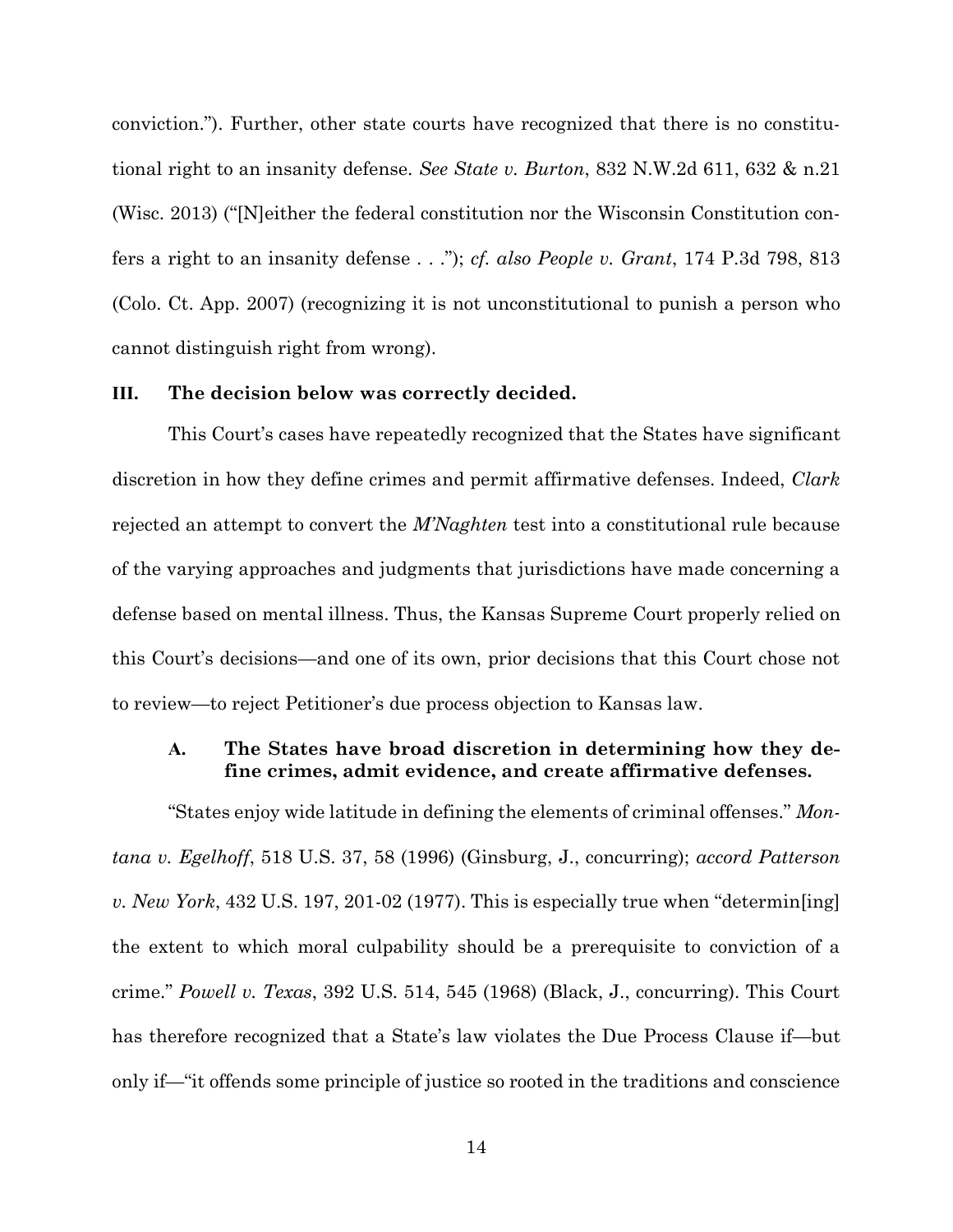conviction."). Further, other state courts have recognized that there is no constitutional right to an insanity defense. *See State v. Burton*, 832 N.W.2d 611, 632 & n.21 (Wisc. 2013) ("[N]either the federal constitution nor the Wisconsin Constitution confers a right to an insanity defense . . ."); *cf. also People v. Grant*, 174 P.3d 798, 813 (Colo. Ct. App. 2007) (recognizing it is not unconstitutional to punish a person who cannot distinguish right from wrong).

## III. The decision below was correctly decided.

This Court's cases have repeatedly recognized that the States have significant discretion in how they define crimes and permit affirmative defenses. Indeed, *Clark* rejected an attempt to convert the *M'Naghten* test into a constitutional rule because of the varying approaches and judgments that jurisdictions have made concerning a defense based on mental illness. Thus, the Kansas Supreme Court properly relied on this Court's decisions—and one of its own, prior decisions that this Court chose not to review—to reject Petitioner's due process objection to Kansas law.

### A. The States have broad discretion in determining how they define crimes, admit evidence, and create affirmative defenses.

"States enjoy wide latitude in defining the elements of criminal offenses." *Montana v. Egelhoff*, 518 U.S. 37, 58 (1996) (Ginsburg, J., concurring); *accord Patterson v. New York*, 432 U.S. 197, 201-02 (1977). This is especially true when "determin[ing] the extent to which moral culpability should be a prerequisite to conviction of a crime." *Powell v. Texas*, 392 U.S. 514, 545 (1968) (Black, J., concurring). This Court has therefore recognized that a State's law violates the Due Process Clause if—but only if—"it offends some principle of justice so rooted in the traditions and conscience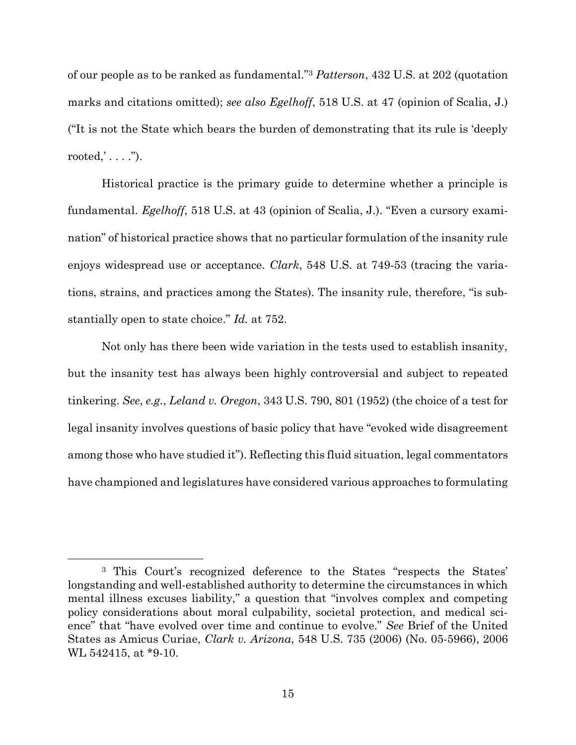of our people as to be ranked as fundamental."[3] *Patterson*, 432 U.S. at 202 (quotation marks and citations omitted); *see also Egelhoff*, 518 U.S. at 47 (opinion of Scalia, J.) ("It is not the State which bears the burden of demonstrating that its rule is 'deeply rooted,' . . . .").

Historical practice is the primary guide to determine whether a principle is fundamental. *Egelhoff*, 518 U.S. at 43 (opinion of Scalia, J.). "Even a cursory examination" of historical practice shows that no particular formulation of the insanity rule enjoys widespread use or acceptance. *Clark*, 548 U.S. at 749-53 (tracing the variations, strains, and practices among the States). The insanity rule, therefore, "is substantially open to state choice." *Id.* at 752.

Not only has there been wide variation in the tests used to establish insanity, but the insanity test has always been highly controversial and subject to repeated tinkering. *See*, *e.g.*, *Leland v. Oregon*, 343 U.S. 790, 801 (1952) (the choice of a test for legal insanity involves questions of basic policy that have "evoked wide disagreement among those who have studied it"). Reflecting this fluid situation, legal commentators have championed and legislatures have considered various approaches to formulating

---

[3] This Court's recognized deference to the States "respects the States' longstanding and well-established authority to determine the circumstances in which mental illness excuses liability," a question that "involves complex and competing policy considerations about moral culpability, societal protection, and medical science" that "have evolved over time and continue to evolve." *See* Brief of the United States as Amicus Curiae, *Clark v. Arizona*, 548 U.S. 735 (2006) (No. 05-5966), 2006 WL 542415, at *9-10.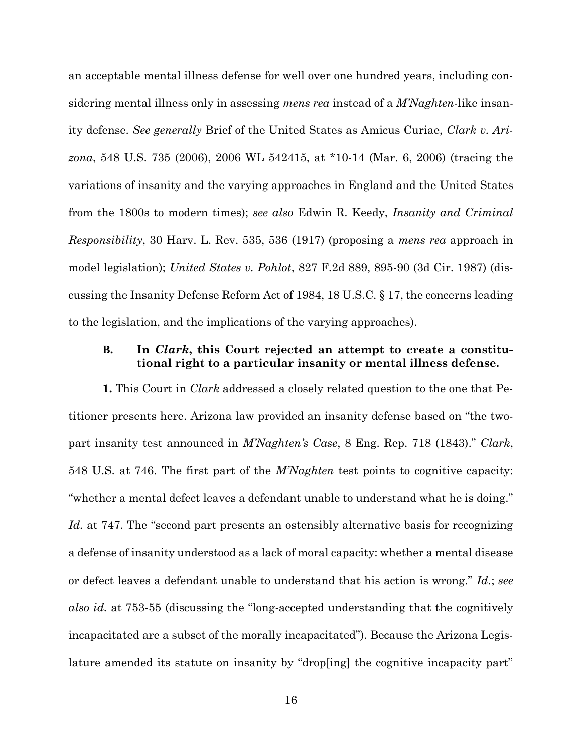an acceptable mental illness defense for well over one hundred years, including considering mental illness only in assessing *mens rea* instead of a *M'Naghten*-like insanity defense. *See generally* Brief of the United States as Amicus Curiae, *Clark v. Arizona*, 548 U.S. 735 (2006), 2006 WL 542415, at *10-14 (Mar. 6, 2006) (tracing the variations of insanity and the varying approaches in England and the United States from the 1800s to modern times); *see also* Edwin R. Keedy, *Insanity and Criminal Responsibility*, 30 Harv. L. Rev. 535, 536 (1917) (proposing a *mens rea* approach in model legislation); *United States v. Pohlot*, 827 F.2d 889, 895-90 (3d Cir. 1987) (discussing the Insanity Defense Reform Act of 1984, 18 U.S.C. § 17, the concerns leading to the legislation, and the implications of the varying approaches).

### B. In *Clark*, this Court rejected an attempt to create a constitutional right to a particular insanity or mental illness defense.

**1.** This Court in *Clark* addressed a closely related question to the one that Petitioner presents here. Arizona law provided an insanity defense based on "the two-part insanity test announced in *M'Naghten's Case*, 8 Eng. Rep. 718 (1843)." *Clark*, 548 U.S. at 746. The first part of the *M'Naghten* test points to cognitive capacity: "whether a mental defect leaves a defendant unable to understand what he is doing." *Id.* at 747. The "second part presents an ostensibly alternative basis for recognizing a defense of insanity understood as a lack of moral capacity: whether a mental disease or defect leaves a defendant unable to understand that his action is wrong." *Id.*; *see also id.* at 753-55 (discussing the "long-accepted understanding that the cognitively incapacitated are a subset of the morally incapacitated"). Because the Arizona Legislature amended its statute on insanity by "drop[ing] the cognitive incapacity part"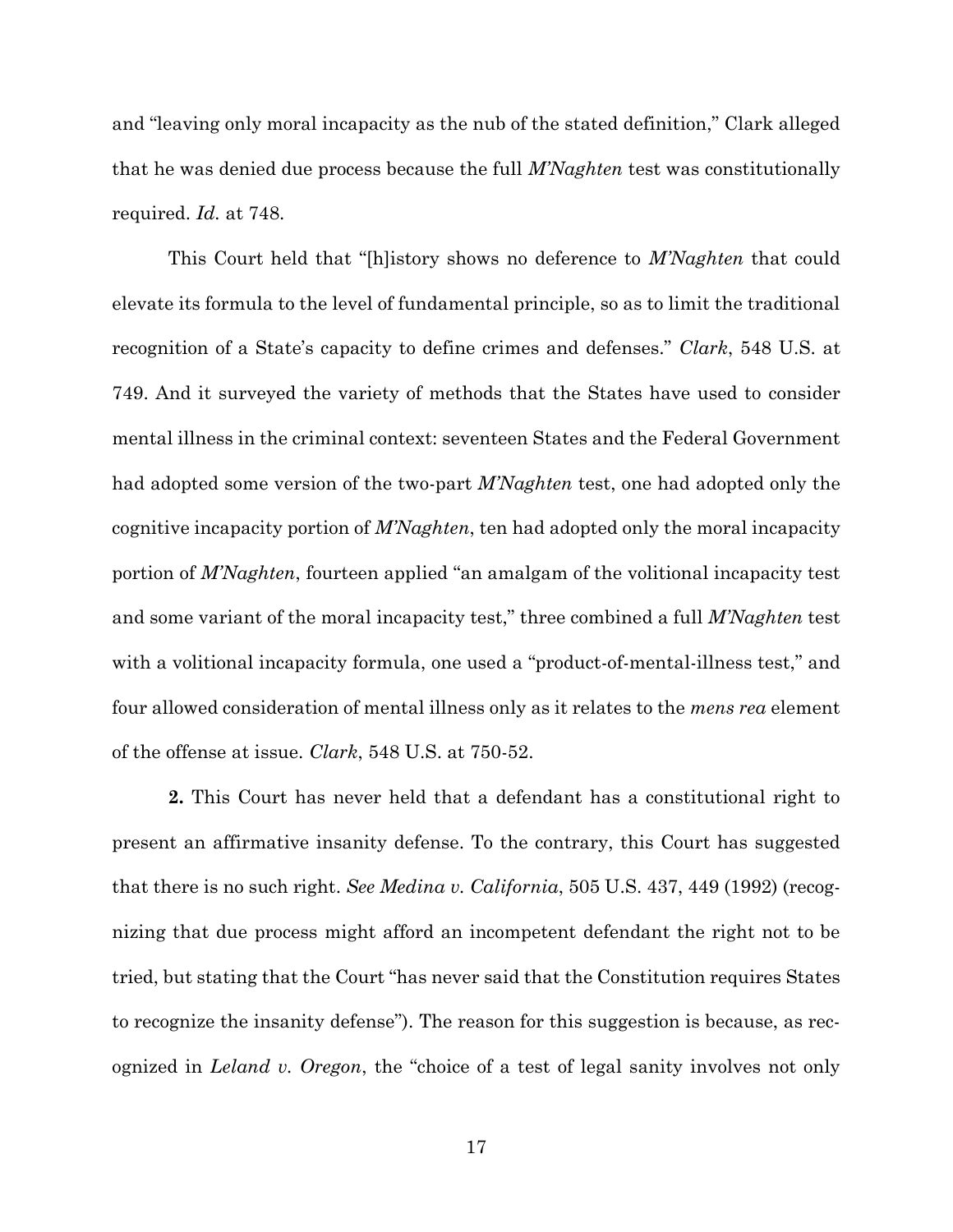and "leaving only moral incapacity as the nub of the stated definition," Clark alleged that he was denied due process because the full *M'Naghten* test was constitutionally required. *Id.* at 748.

This Court held that "[h]istory shows no deference to *M'Naghten* that could elevate its formula to the level of fundamental principle, so as to limit the traditional recognition of a State's capacity to define crimes and defenses." *Clark*, 548 U.S. at 749. And it surveyed the variety of methods that the States have used to consider mental illness in the criminal context: seventeen States and the Federal Government had adopted some version of the two-part *M'Naghten* test, one had adopted only the cognitive incapacity portion of *M'Naghten*, ten had adopted only the moral incapacity portion of *M'Naghten*, fourteen applied "an amalgam of the volitional incapacity test and some variant of the moral incapacity test," three combined a full *M'Naghten* test with a volitional incapacity formula, one used a "product-of-mental-illness test," and four allowed consideration of mental illness only as it relates to the *mens rea* element of the offense at issue. *Clark*, 548 U.S. at 750-52.

**2.** This Court has never held that a defendant has a constitutional right to present an affirmative insanity defense. To the contrary, this Court has suggested that there is no such right. *See Medina v. California*, 505 U.S. 437, 449 (1992) (recognizing that due process might afford an incompetent defendant the right not to be tried, but stating that the Court "has never said that the Constitution requires States to recognize the insanity defense"). The reason for this suggestion is because, as recognized in *Leland v. Oregon*, the "choice of a test of legal sanity involves not only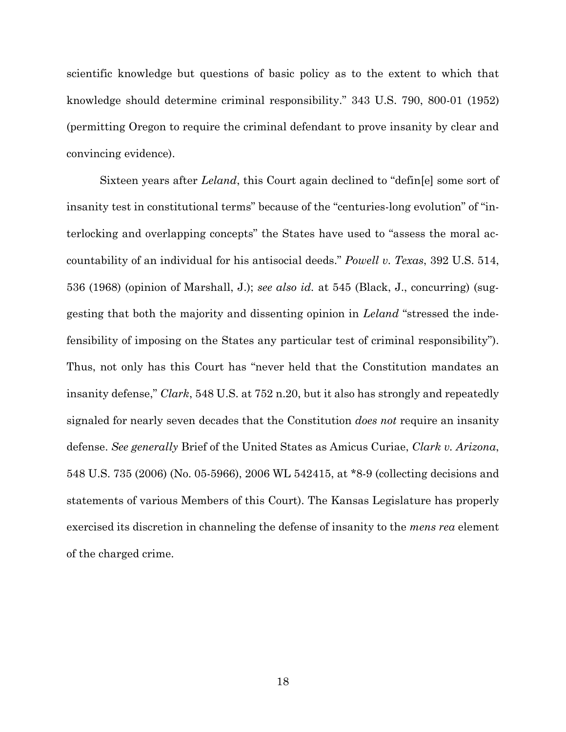scientific knowledge but questions of basic policy as to the extent to which that knowledge should determine criminal responsibility." 343 U.S. 790, 800-01 (1952) (permitting Oregon to require the criminal defendant to prove insanity by clear and convincing evidence).

Sixteen years after *Leland*, this Court again declined to "defin[e] some sort of insanity test in constitutional terms" because of the "centuries-long evolution" of "interlocking and overlapping concepts" the States have used to "assess the moral accountability of an individual for his antisocial deeds." *Powell v. Texas*, 392 U.S. 514, 536 (1968) (opinion of Marshall, J.); *see also id.* at 545 (Black, J., concurring) (suggesting that both the majority and dissenting opinion in *Leland* "stressed the indefensibility of imposing on the States any particular test of criminal responsibility"). Thus, not only has this Court has "never held that the Constitution mandates an insanity defense," *Clark*, 548 U.S. at 752 n.20, but it also has strongly and repeatedly signaled for nearly seven decades that the Constitution *does not* require an insanity defense. *See generally* Brief of the United States as Amicus Curiae, *Clark v. Arizona*, 548 U.S. 735 (2006) (No. 05-5966), 2006 WL 542415, at *8-9 (collecting decisions and statements of various Members of this Court). The Kansas Legislature has properly exercised its discretion in channeling the defense of insanity to the *mens rea* element of the charged crime.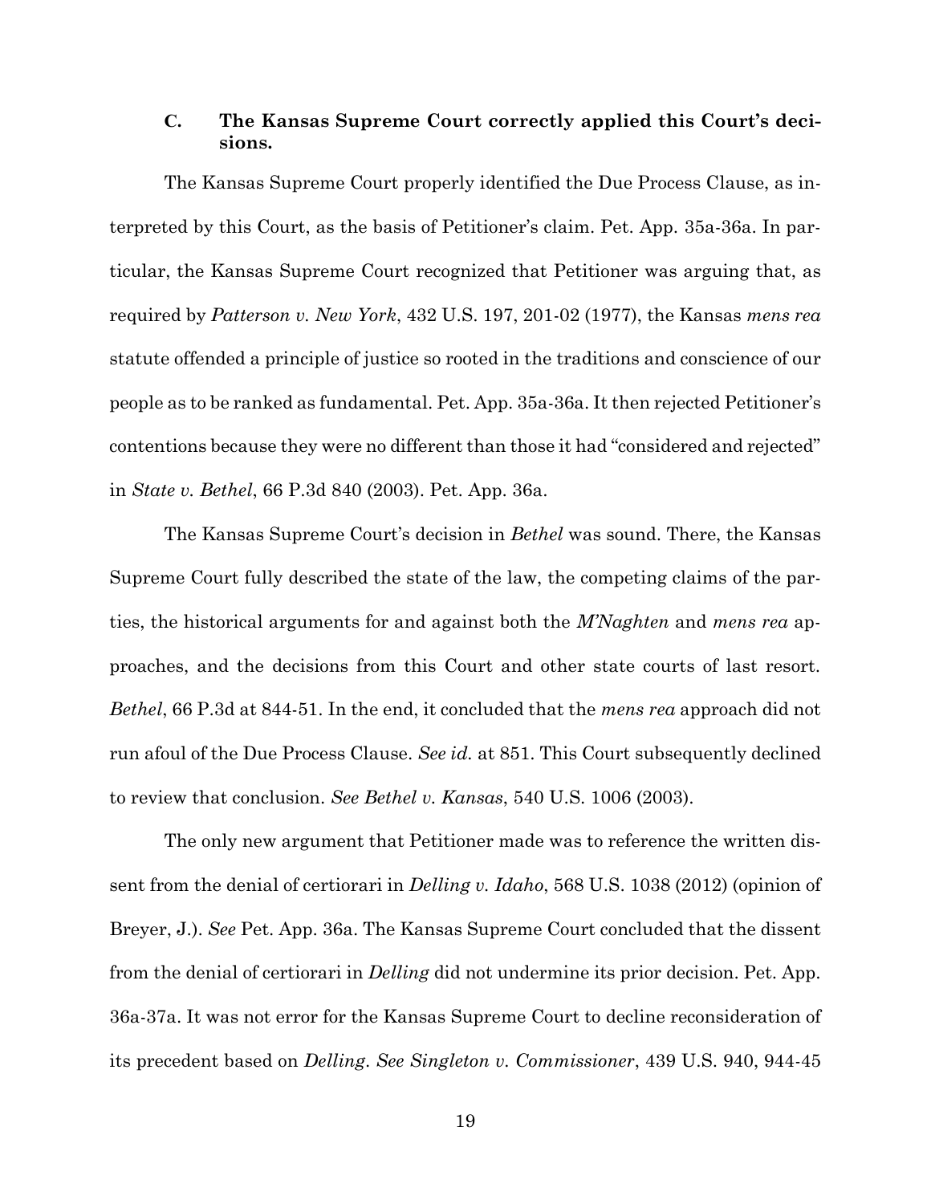### C. The Kansas Supreme Court correctly applied this Court's decisions.

The Kansas Supreme Court properly identified the Due Process Clause, as interpreted by this Court, as the basis of Petitioner's claim. Pet. App. 35a-36a. In particular, the Kansas Supreme Court recognized that Petitioner was arguing that, as required by *Patterson v. New York*, 432 U.S. 197, 201-02 (1977), the Kansas *mens rea* statute offended a principle of justice so rooted in the traditions and conscience of our people as to be ranked as fundamental. Pet. App. 35a-36a. It then rejected Petitioner's contentions because they were no different than those it had "considered and rejected" in *State v. Bethel*, 66 P.3d 840 (2003). Pet. App. 36a.

The Kansas Supreme Court's decision in *Bethel* was sound. There, the Kansas Supreme Court fully described the state of the law, the competing claims of the parties, the historical arguments for and against both the *M'Naghten* and *mens rea* approaches, and the decisions from this Court and other state courts of last resort. *Bethel*, 66 P.3d at 844-51. In the end, it concluded that the *mens rea* approach did not run afoul of the Due Process Clause. *See id.* at 851. This Court subsequently declined to review that conclusion. *See Bethel v. Kansas*, 540 U.S. 1006 (2003).

The only new argument that Petitioner made was to reference the written dissent from the denial of certiorari in *Delling v. Idaho*, 568 U.S. 1038 (2012) (opinion of Breyer, J.). *See* Pet. App. 36a. The Kansas Supreme Court concluded that the dissent from the denial of certiorari in *Delling* did not undermine its prior decision. Pet. App. 36a-37a. It was not error for the Kansas Supreme Court to decline reconsideration of its precedent based on *Delling*. *See Singleton v. Commissioner*, 439 U.S. 940, 944-45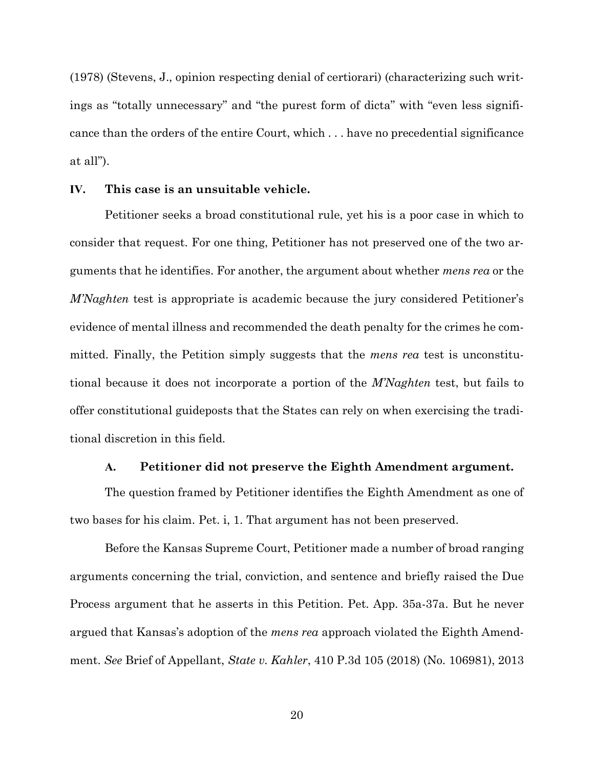(1978) (Stevens, J., opinion respecting denial of certiorari) (characterizing such writings as "totally unnecessary" and "the purest form of dicta" with "even less significance than the orders of the entire Court, which . . . have no precedential significance at all").

## IV. This case is an unsuitable vehicle.

Petitioner seeks a broad constitutional rule, yet his is a poor case in which to consider that request. For one thing, Petitioner has not preserved one of the two arguments that he identifies. For another, the argument about whether *mens rea* or the *M'Naghten* test is appropriate is academic because the jury considered Petitioner's evidence of mental illness and recommended the death penalty for the crimes he committed. Finally, the Petition simply suggests that the *mens rea* test is unconstitutional because it does not incorporate a portion of the *M'Naghten* test, but fails to offer constitutional guideposts that the States can rely on when exercising the traditional discretion in this field.

### A. Petitioner did not preserve the Eighth Amendment argument.

The question framed by Petitioner identifies the Eighth Amendment as one of two bases for his claim. Pet. i, 1. That argument has not been preserved.

Before the Kansas Supreme Court, Petitioner made a number of broad ranging arguments concerning the trial, conviction, and sentence and briefly raised the Due Process argument that he asserts in this Petition. Pet. App. 35a-37a. But he never argued that Kansas's adoption of the *mens rea* approach violated the Eighth Amendment. *See* Brief of Appellant, *State v. Kahler*, 410 P.3d 105 (2018) (No. 106981), 2013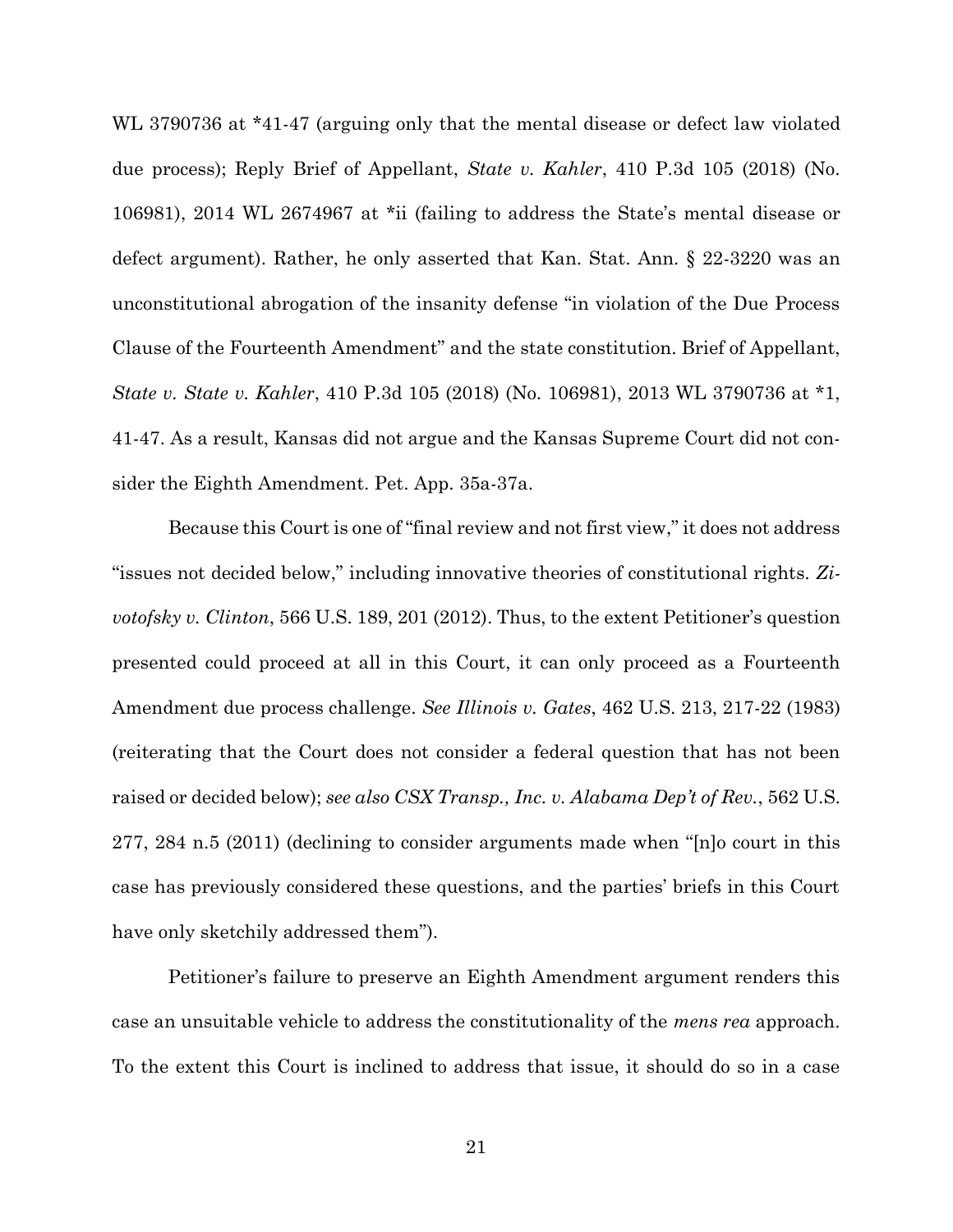WL 3790736 at *41-47 (arguing only that the mental disease or defect law violated due process); Reply Brief of Appellant, *State v. Kahler*, 410 P.3d 105 (2018) (No. 106981), 2014 WL 2674967 at *ii (failing to address the State's mental disease or defect argument). Rather, he only asserted that Kan. Stat. Ann. § 22-3220 was an unconstitutional abrogation of the insanity defense "in violation of the Due Process Clause of the Fourteenth Amendment" and the state constitution. Brief of Appellant, *State v. State v. Kahler*, 410 P.3d 105 (2018) (No. 106981), 2013 WL 3790736 at *1, 41-47. As a result, Kansas did not argue and the Kansas Supreme Court did not consider the Eighth Amendment. Pet. App. 35a-37a.

Because this Court is one of "final review and not first view," it does not address "issues not decided below," including innovative theories of constitutional rights. *Zivotofsky v. Clinton*, 566 U.S. 189, 201 (2012). Thus, to the extent Petitioner's question presented could proceed at all in this Court, it can only proceed as a Fourteenth Amendment due process challenge. *See Illinois v. Gates*, 462 U.S. 213, 217-22 (1983) (reiterating that the Court does not consider a federal question that has not been raised or decided below); *see also CSX Transp., Inc. v. Alabama Dep't of Rev.*, 562 U.S. 277, 284 n.5 (2011) (declining to consider arguments made when "[n]o court in this case has previously considered these questions, and the parties' briefs in this Court have only sketchily addressed them").

Petitioner's failure to preserve an Eighth Amendment argument renders this case an unsuitable vehicle to address the constitutionality of the *mens rea* approach. To the extent this Court is inclined to address that issue, it should do so in a case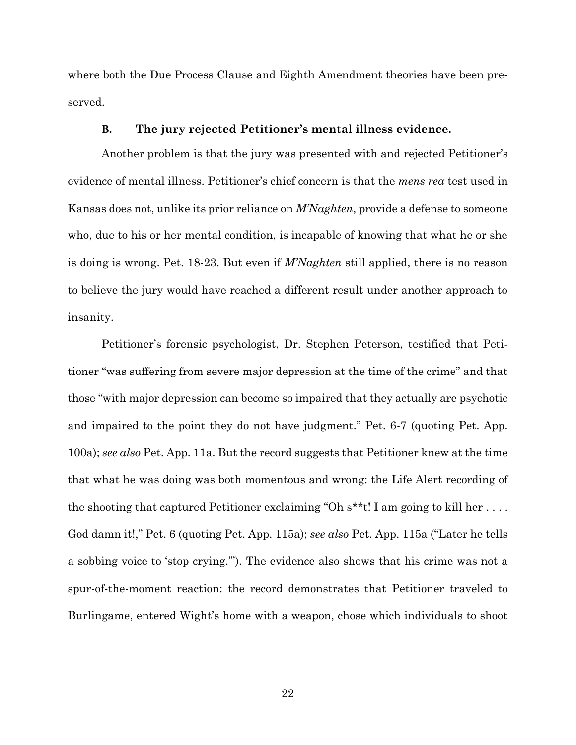where both the Due Process Clause and Eighth Amendment theories have been preserved.

### B. The jury rejected Petitioner's mental illness evidence.

Another problem is that the jury was presented with and rejected Petitioner's evidence of mental illness. Petitioner's chief concern is that the *mens rea* test used in Kansas does not, unlike its prior reliance on *M'Naghten*, provide a defense to someone who, due to his or her mental condition, is incapable of knowing that what he or she is doing is wrong. Pet. 18-23. But even if *M'Naghten* still applied, there is no reason to believe the jury would have reached a different result under another approach to insanity.

Petitioner's forensic psychologist, Dr. Stephen Peterson, testified that Petitioner "was suffering from severe major depression at the time of the crime" and that those "with major depression can become so impaired that they actually are psychotic and impaired to the point they do not have judgment." Pet. 6-7 (quoting Pet. App. 100a); *see also* Pet. App. 11a. But the record suggests that Petitioner knew at the time that what he was doing was both momentous and wrong: the Life Alert recording of the shooting that captured Petitioner exclaiming "Oh s**t! I am going to kill her . . . . God damn it!," Pet. 6 (quoting Pet. App. 115a); *see also* Pet. App. 115a ("Later he tells a sobbing voice to 'stop crying.'"). The evidence also shows that his crime was not a spur-of-the-moment reaction: the record demonstrates that Petitioner traveled to Burlingame, entered Wight's home with a weapon, chose which individuals to shoot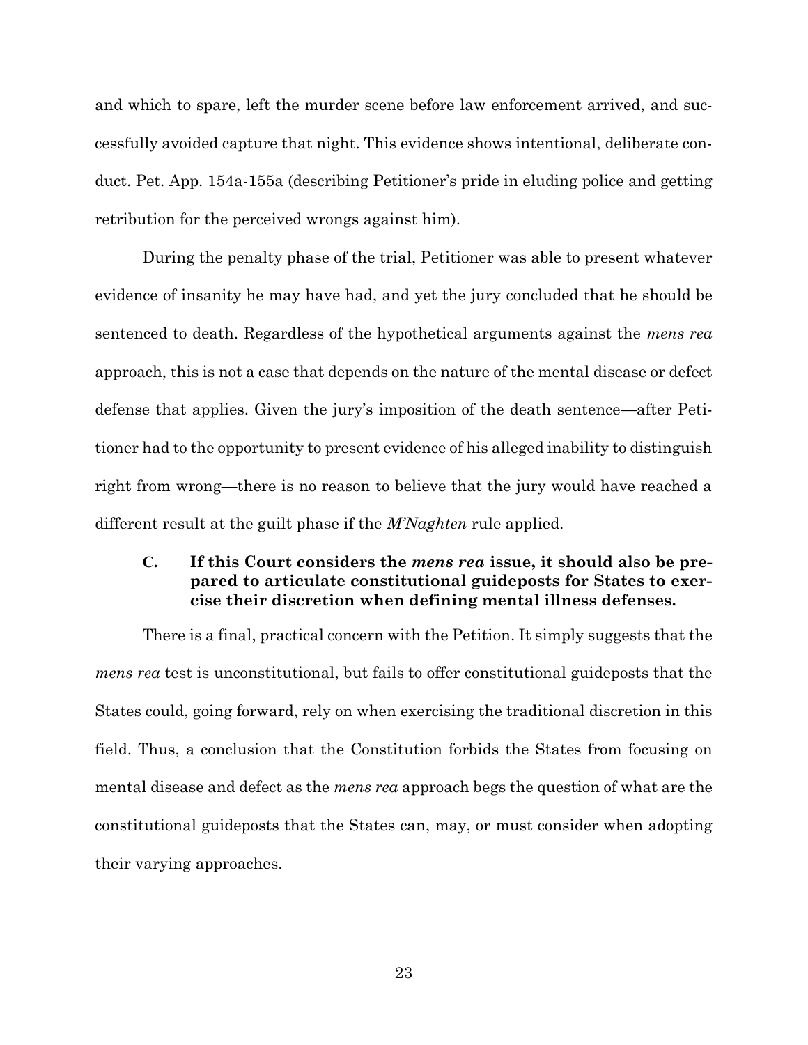and which to spare, left the murder scene before law enforcement arrived, and successfully avoided capture that night. This evidence shows intentional, deliberate conduct. Pet. App. 154a-155a (describing Petitioner's pride in eluding police and getting retribution for the perceived wrongs against him).

During the penalty phase of the trial, Petitioner was able to present whatever evidence of insanity he may have had, and yet the jury concluded that he should be sentenced to death. Regardless of the hypothetical arguments against the *mens rea* approach, this is not a case that depends on the nature of the mental disease or defect defense that applies. Given the jury's imposition of the death sentence—after Petitioner had to the opportunity to present evidence of his alleged inability to distinguish right from wrong—there is no reason to believe that the jury would have reached a different result at the guilt phase if the *M'Naghten* rule applied.

### C. If this Court considers the *mens rea* issue, it should also be prepared to articulate constitutional guideposts for States to exercise their discretion when defining mental illness defenses.

There is a final, practical concern with the Petition. It simply suggests that the *mens rea* test is unconstitutional, but fails to offer constitutional guideposts that the States could, going forward, rely on when exercising the traditional discretion in this field. Thus, a conclusion that the Constitution forbids the States from focusing on mental disease and defect as the *mens rea* approach begs the question of what are the constitutional guideposts that the States can, may, or must consider when adopting their varying approaches.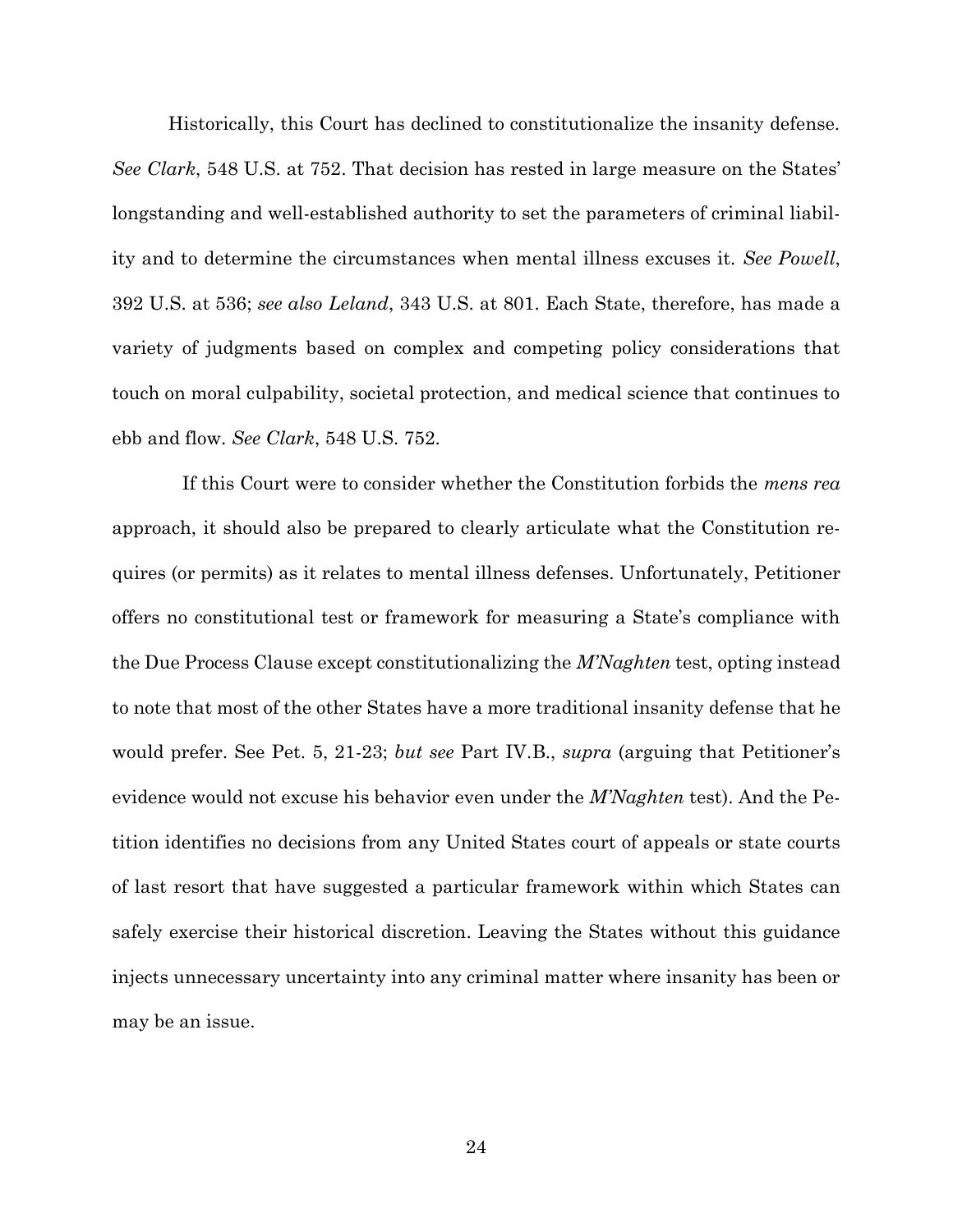Historically, this Court has declined to constitutionalize the insanity defense. *See Clark*, 548 U.S. at 752. That decision has rested in large measure on the States' longstanding and well-established authority to set the parameters of criminal liability and to determine the circumstances when mental illness excuses it. *See Powell*, 392 U.S. at 536; *see also Leland*, 343 U.S. at 801. Each State, therefore, has made a variety of judgments based on complex and competing policy considerations that touch on moral culpability, societal protection, and medical science that continues to ebb and flow. *See Clark*, 548 U.S. 752.

If this Court were to consider whether the Constitution forbids the *mens rea* approach, it should also be prepared to clearly articulate what the Constitution requires (or permits) as it relates to mental illness defenses. Unfortunately, Petitioner offers no constitutional test or framework for measuring a State's compliance with the Due Process Clause except constitutionalizing the *M'Naghten* test, opting instead to note that most of the other States have a more traditional insanity defense that he would prefer. See Pet. 5, 21-23; *but see* Part IV.B., *supra* (arguing that Petitioner's evidence would not excuse his behavior even under the *M'Naghten* test). And the Petition identifies no decisions from any United States court of appeals or state courts of last resort that have suggested a particular framework within which States can safely exercise their historical discretion. Leaving the States without this guidance injects unnecessary uncertainty into any criminal matter where insanity has been or may be an issue.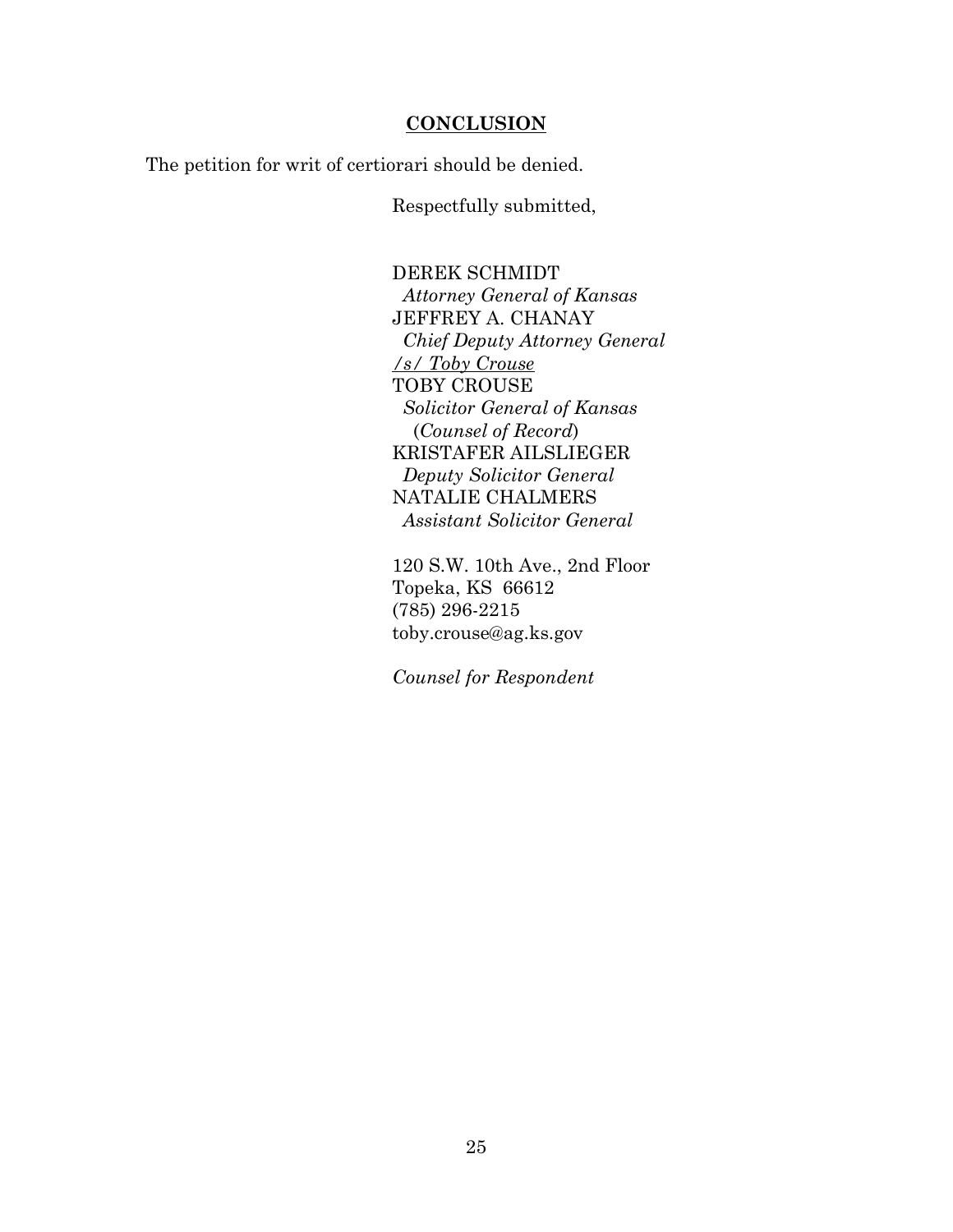## CONCLUSION

The petition for writ of certiorari should be denied.

Respectfully submitted,

DEREK SCHMIDT
*Attorney General of Kansas*
JEFFREY A. CHANAY
*Chief Deputy Attorney General*
*/s/ Toby Crouse*
TOBY CROUSE
*Solicitor General of Kansas*
(*Counsel of Record*)
KRISTAFER AILSLIEGER
*Deputy Solicitor General*
NATALIE CHALMERS
*Assistant Solicitor General*

120 S.W. 10th Ave., 2nd Floor
Topeka, KS 66612
(785) 296-2215
toby.crouse@ag.ks.gov

*Counsel for Respondent*